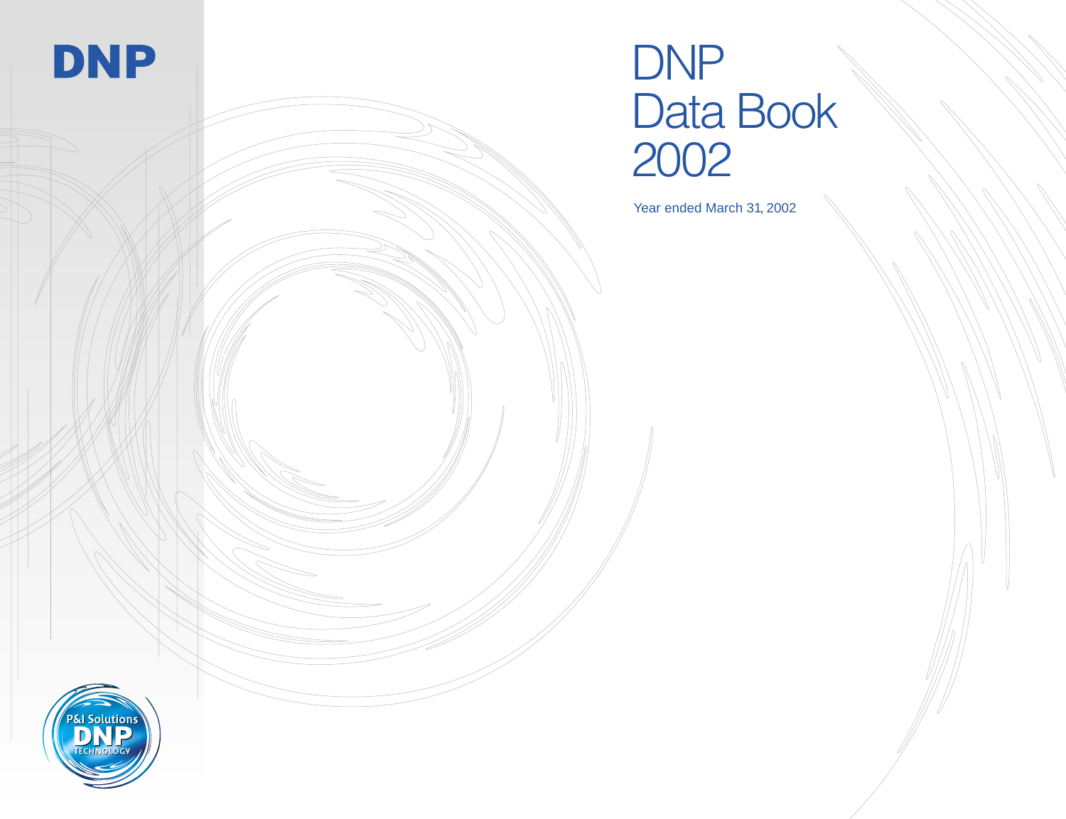DNP

# DNP Data Book 2002

Year ended March 31, 2002

P&I Solutions DNP TECHNOLOGY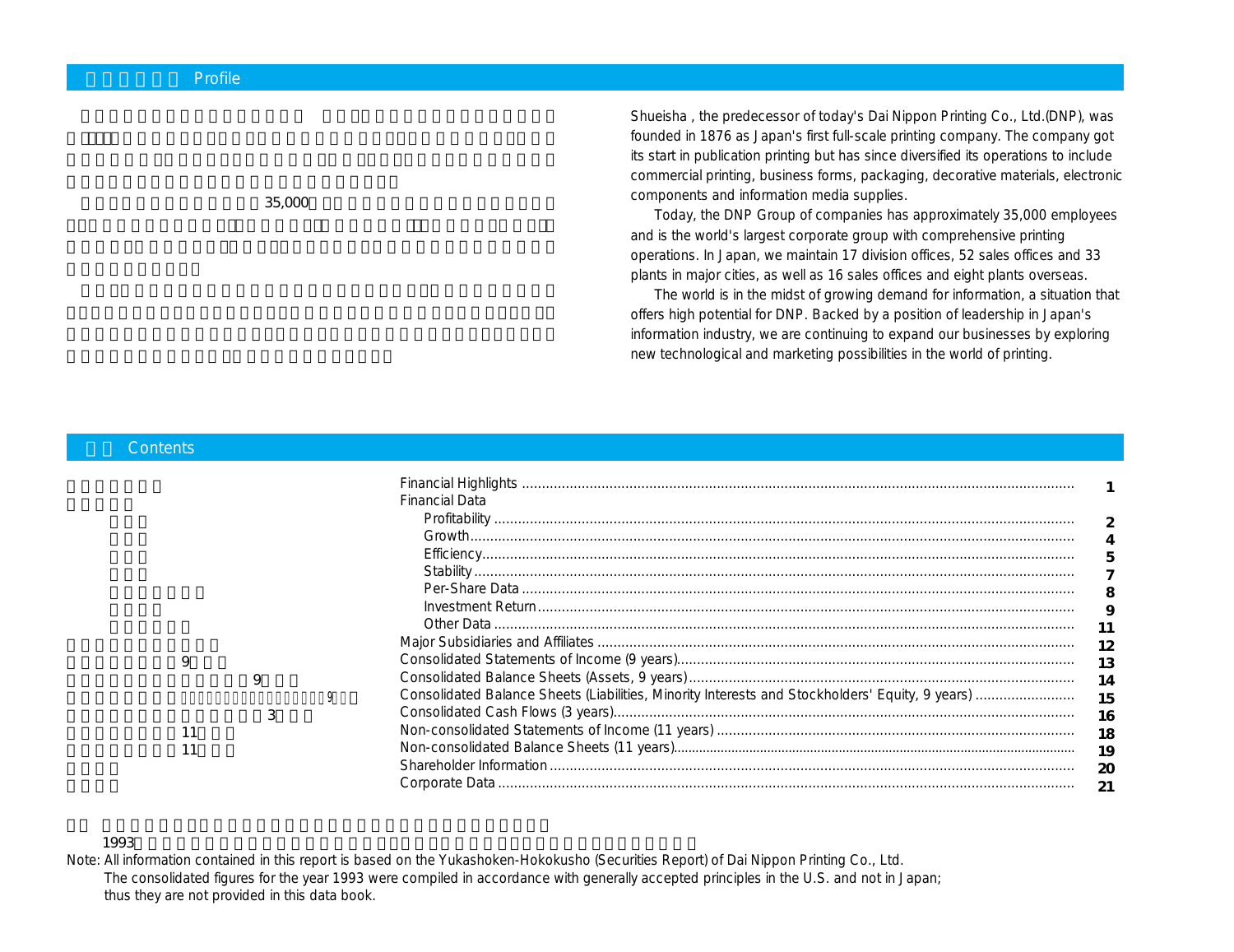## Profile

Shueisha , the predecessor of today's Dai Nippon Printing Co., Ltd.(DNP), was founded in 1876 as Japan's first full-scale printing company. The company got its start in publication printing but has since diversified its operations to include commercial printing, business forms, packaging, decorative materials, electronic components and information media supplies.

Today, the DNP Group of companies has approximately 35,000 employees and is the world's largest corporate group with comprehensive printing operations. In Japan, we maintain 17 division offices, 52 sales offices and 33 plants in major cities, as well as 16 sales offices and eight plants overseas.

The world is in the midst of growing demand for information, a situation that offers high potential for DNP. Backed by a position of leadership in Japan's information industry, we are continuing to expand our businesses by exploring new technological and marketing possibilities in the world of printing.

## Contents

| | |
|---|---|
| Financial Highlights | 1 |
| Financial Data | |
| Profitability | 2 |
| Growth | 4 |
| Efficiency | 5 |
| Stability | 7 |
| Per-Share Data | 8 |
| Investment Return | 9 |
| Other Data | 11 |
| Major Subsidiaries and Affiliates | 12 |
| Consolidated Statements of Income (9 years) | 13 |
| Consolidated Balance Sheets (Assets, 9 years) | 14 |
| Consolidated Balance Sheets (Liabilities, Minority Interests and Stockholders' Equity, 9 years) | 15 |
| Consolidated Cash Flows (3 years) | 16 |
| Non-consolidated Statements of Income (11 years) | 18 |
| Non-consolidated Balance Sheets (11 years) | 19 |
| Shareholder Information | 20 |
| Corporate Data | 21 |

Note: All information contained in this report is based on the Yukashoken-Hokokusho (Securities Report) of Dai Nippon Printing Co., Ltd.
The consolidated figures for the year 1993 were compiled in accordance with generally accepted principles in the U.S. and not in Japan; thus they are not provided in this data book.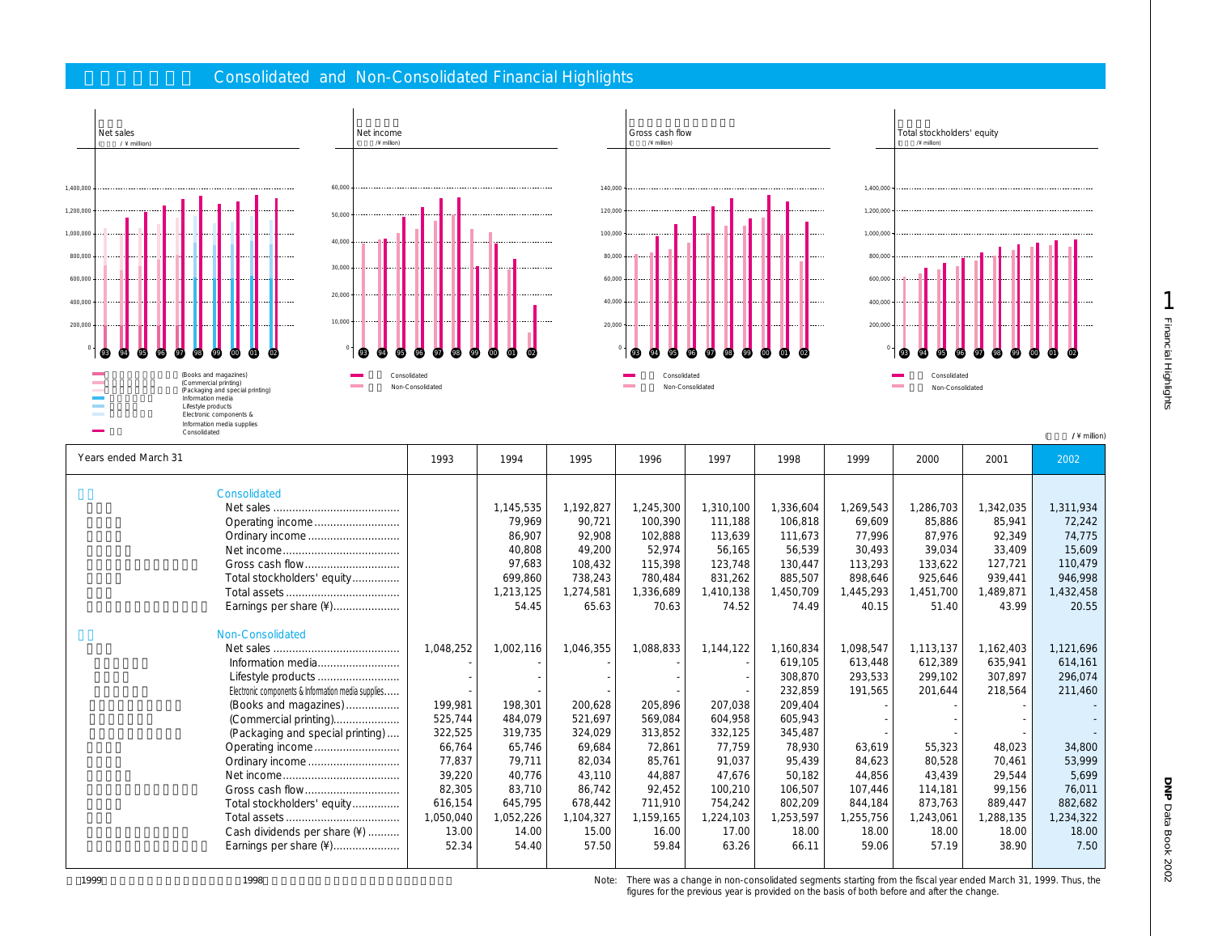## Consolidated and Non-Consolidated Financial Highlights

Net sales (¥ million)

Net income (¥ million)

Gross cash flow (¥ million)

Total stockholders' equity (¥ million)

(Books and magazines)
(Commercial printing)
(Packaging and special printing)
Information media
Lifestyle products
Electronic components & Information media supplies
Consolidated

Consolidated
Non-Consolidated

(¥ million)

| Years ended March 31 | 1993 | 1994 | 1995 | 1996 | 1997 | 1998 | 1999 | 2000 | 2001 | 2002 |
|---|---|---|---|---|---|---|---|---|---|---|
| **Consolidated** | | | | | | | | | | |
| Net sales | | 1,145,535 | 1,192,827 | 1,245,300 | 1,310,100 | 1,336,604 | 1,269,543 | 1,286,703 | 1,342,035 | 1,311,934 |
| Operating income | | 79,969 | 90,721 | 100,390 | 111,188 | 106,818 | 69,609 | 85,886 | 85,941 | 72,242 |
| Ordinary income | | 86,907 | 92,908 | 102,888 | 113,639 | 111,673 | 77,996 | 87,976 | 92,349 | 74,775 |
| Net income | | 40,808 | 49,200 | 52,974 | 56,165 | 56,539 | 30,493 | 39,034 | 33,409 | 15,609 |
| Gross cash flow | | 97,683 | 108,432 | 115,398 | 123,748 | 130,447 | 113,293 | 133,622 | 127,721 | 110,479 |
| Total stockholders' equity | | 699,860 | 738,243 | 780,484 | 831,262 | 885,507 | 898,646 | 925,646 | 939,441 | 946,998 |
| Total assets | | 1,213,125 | 1,274,581 | 1,336,689 | 1,410,138 | 1,450,709 | 1,445,293 | 1,451,700 | 1,489,871 | 1,432,458 |
| Earnings per share (¥) | | 54.45 | 65.63 | 70.63 | 74.52 | 74.49 | 40.15 | 51.40 | 43.99 | 20.55 |
| **Non-Consolidated** | | | | | | | | | | |
| Net sales | 1,048,252 | 1,002,116 | 1,046,355 | 1,088,833 | 1,144,122 | 1,160,834 | 1,098,547 | 1,113,137 | 1,162,403 | 1,121,696 |
| Information media | - | - | - | - | - | 619,105 | 613,448 | 612,389 | 635,941 | 614,161 |
| Lifestyle products | - | - | - | - | - | 308,870 | 293,533 | 299,102 | 307,897 | 296,074 |
| Electronic components & Information media supplies | - | - | - | - | - | 232,859 | 191,565 | 201,644 | 218,564 | 211,460 |
| (Books and magazines) | 199,981 | 198,301 | 200,628 | 205,896 | 207,038 | 209,404 | - | - | - | - |
| (Commercial printing) | 525,744 | 484,079 | 521,697 | 569,084 | 604,958 | 605,943 | - | - | - | - |
| (Packaging and special printing) | 322,525 | 319,735 | 324,029 | 313,852 | 332,125 | 345,487 | - | - | - | - |
| Operating income | 66,764 | 65,746 | 69,684 | 72,861 | 77,759 | 78,930 | 63,619 | 55,323 | 48,023 | 34,800 |
| Ordinary income | 77,837 | 79,711 | 82,034 | 85,761 | 91,037 | 95,439 | 84,623 | 80,528 | 70,461 | 53,999 |
| Net income | 39,220 | 40,776 | 43,110 | 44,887 | 47,676 | 50,182 | 44,856 | 43,439 | 29,544 | 5,699 |
| Gross cash flow | 82,305 | 83,710 | 86,742 | 92,452 | 100,210 | 106,507 | 107,446 | 114,181 | 99,156 | 76,011 |
| Total stockholders' equity | 616,154 | 645,795 | 678,442 | 711,910 | 754,242 | 802,209 | 844,184 | 873,763 | 889,447 | 882,682 |
| Total assets | 1,050,040 | 1,052,226 | 1,104,327 | 1,159,165 | 1,224,103 | 1,253,597 | 1,255,756 | 1,243,061 | 1,288,135 | 1,234,322 |
| Cash dividends per share (¥) | 13.00 | 14.00 | 15.00 | 16.00 | 17.00 | 18.00 | 18.00 | 18.00 | 18.00 | 18.00 |
| Earnings per share (¥) | 52.34 | 54.40 | 57.50 | 59.84 | 63.26 | 66.11 | 59.06 | 57.19 | 38.90 | 7.50 |

Note: There was a change in non-consolidated segments starting from the fiscal year ended March 31, 1999. Thus, the figures for the previous year is provided on the basis of both before and after the change.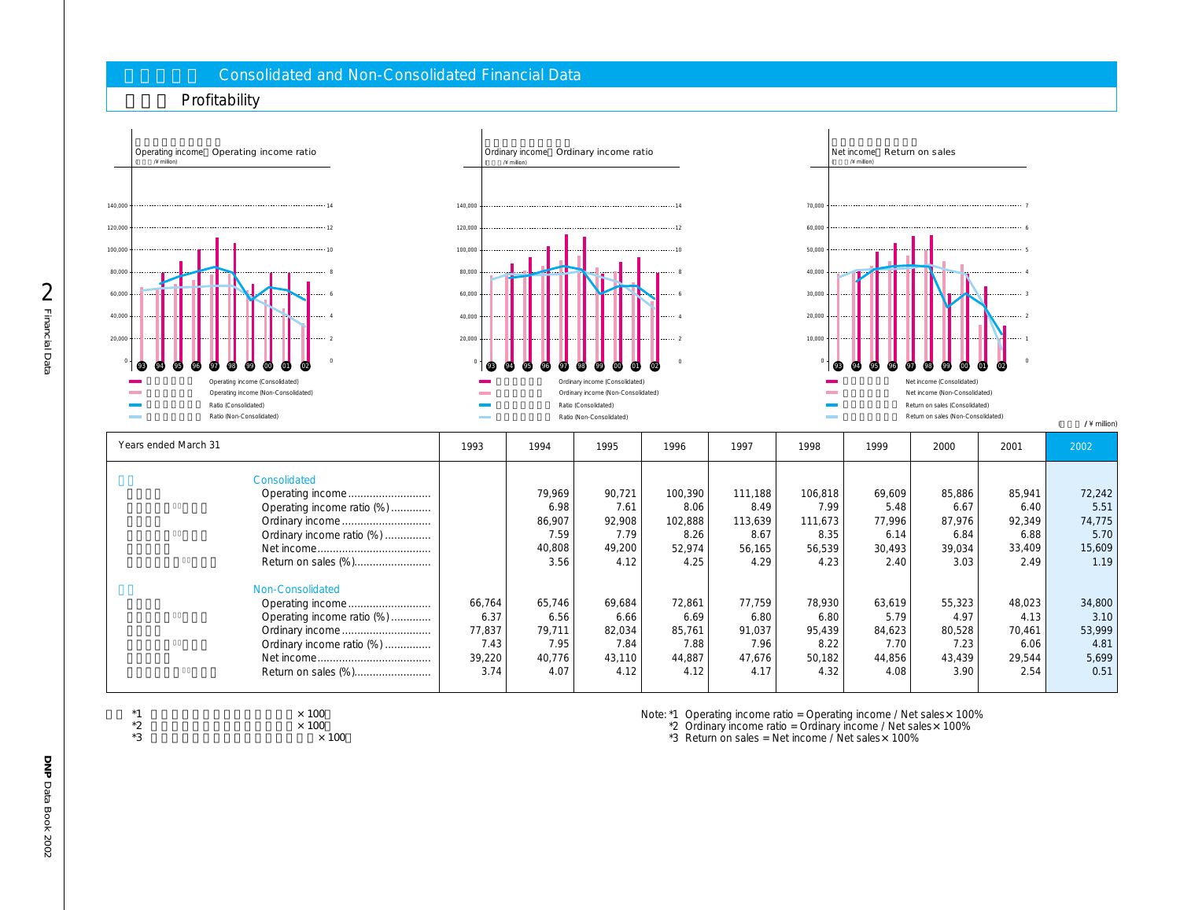## Consolidated and Non-Consolidated Financial Data

### Profitability

Operating income／Operating income ratio
(¥ million)

Ordinary income／Ordinary income ratio
(¥ million)

Net income／Return on sales
(¥ million)

Operating income (Consolidated)
Operating income (Non-Consolidated)
Ratio (Consolidated)
Ratio (Non-Consolidated)

Ordinary income (Consolidated)
Ordinary income (Non-Consolidated)
Ratio (Consolidated)
Ratio (Non-Consolidated)

Net income (Consolidated)
Net income (Non-Consolidated)
Return on sales (Consolidated)
Return on sales (Non-Consolidated)

(¥ million)

| Years ended March 31 | 1993 | 1994 | 1995 | 1996 | 1997 | 1998 | 1999 | 2000 | 2001 | 2002 |
|---|---|---|---|---|---|---|---|---|---|---|
| **Consolidated** | | | | | | | | | | |
| Operating income | | 79,969 | 90,721 | 100,390 | 111,188 | 106,818 | 69,609 | 85,886 | 85,941 | 72,242 |
| Operating income ratio (%) | | 6.98 | 7.61 | 8.06 | 8.49 | 7.99 | 5.48 | 6.67 | 6.40 | 5.51 |
| Ordinary income | | 86,907 | 92,908 | 102,888 | 113,639 | 111,673 | 77,996 | 87,976 | 92,349 | 74,775 |
| Ordinary income ratio (%) | | 7.59 | 7.79 | 8.26 | 8.67 | 8.35 | 6.14 | 6.84 | 6.88 | 5.70 |
| Net income | | 40,808 | 49,200 | 52,974 | 56,165 | 56,539 | 30,493 | 39,034 | 33,409 | 15,609 |
| Return on sales (%) | | 3.56 | 4.12 | 4.25 | 4.29 | 4.23 | 2.40 | 3.03 | 2.49 | 1.19 |
| **Non-Consolidated** | | | | | | | | | | |
| Operating income | 66,764 | 65,746 | 69,684 | 72,861 | 77,759 | 78,930 | 63,619 | 55,323 | 48,023 | 34,800 |
| Operating income ratio (%) | 6.37 | 6.56 | 6.66 | 6.69 | 6.80 | 6.80 | 5.79 | 4.97 | 4.13 | 3.10 |
| Ordinary income | 77,837 | 79,711 | 82,034 | 85,761 | 91,037 | 95,439 | 84,623 | 80,528 | 70,461 | 53,999 |
| Ordinary income ratio (%) | 7.43 | 7.95 | 7.84 | 7.88 | 7.96 | 8.22 | 7.70 | 7.23 | 6.06 | 4.81 |
| Net income | 39,220 | 40,776 | 43,110 | 44,887 | 47,676 | 50,182 | 44,856 | 43,439 | 29,544 | 5,699 |
| Return on sales (%) | 3.74 | 4.07 | 4.12 | 4.12 | 4.17 | 4.32 | 4.08 | 3.90 | 2.54 | 0.51 |

Note: *1 Operating income ratio = Operating income / Net sales × 100%
*2 Ordinary income ratio = Ordinary income / Net sales × 100%
*3 Return on sales = Net income / Net sales × 100%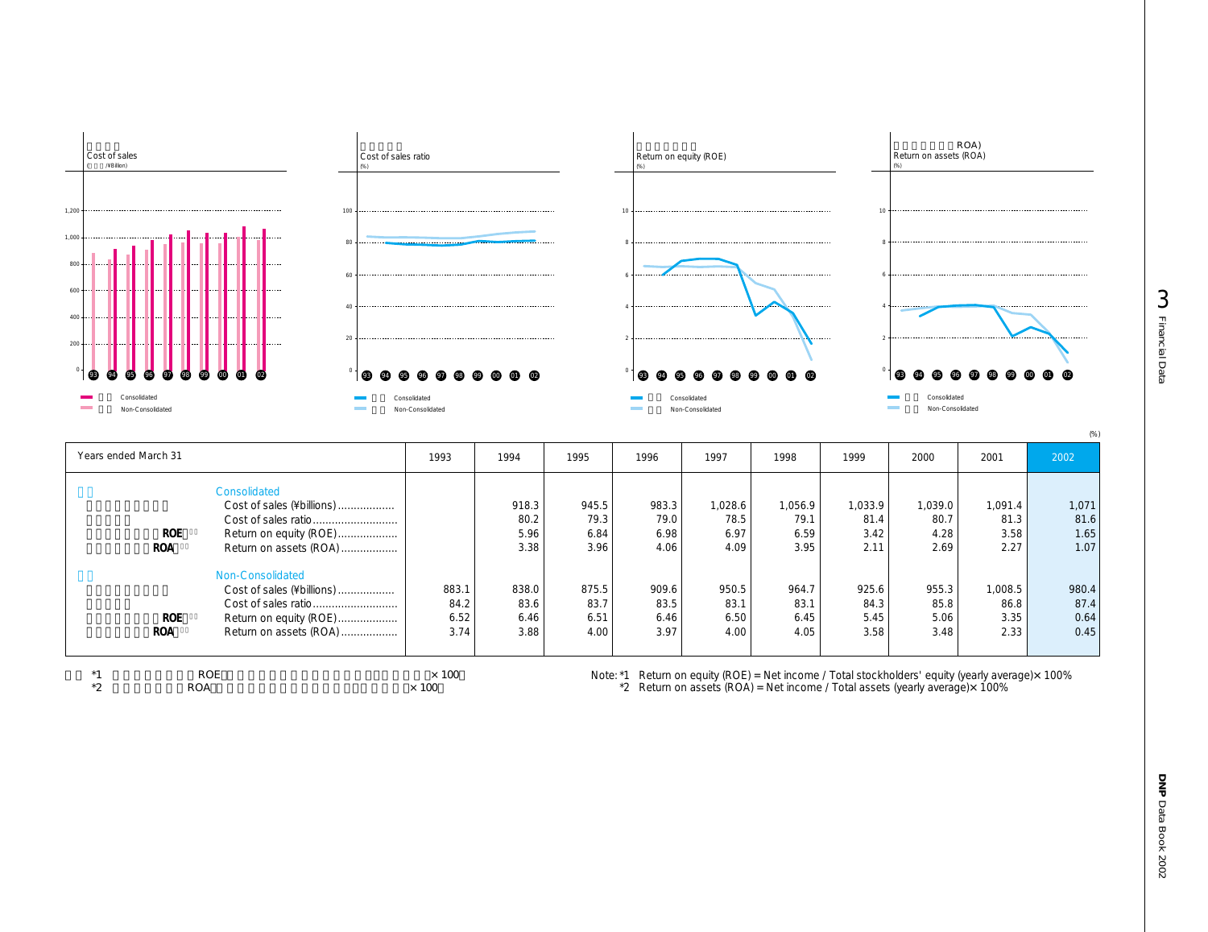Cost of sales
(¥ Billion)

Cost of sales ratio
(%)

Return on equity (ROE)
(%)

Return on assets (ROA)
(%)

Consolidated
Non-Consolidated

(%)

| Years ended March 31 | | 1993 | 1994 | 1995 | 1996 | 1997 | 1998 | 1999 | 2000 | 2001 | 2002 |
|---|---|---|---|---|---|---|---|---|---|---|---|
| Consolidated | | | | | | | | | | | |
| | Cost of sales (¥billions) | | 918.3 | 945.5 | 983.3 | 1,028.6 | 1,056.9 | 1,033.9 | 1,039.0 | 1,091.4 | 1,071 |
| | Cost of sales ratio | | 80.2 | 79.3 | 79.0 | 78.5 | 79.1 | 81.4 | 80.7 | 81.3 | 81.6 |
| ROE | Return on equity (ROE) | | 5.96 | 6.84 | 6.98 | 6.97 | 6.59 | 3.42 | 4.28 | 3.58 | 1.65 |
| ROA | Return on assets (ROA) | | 3.38 | 3.96 | 4.06 | 4.09 | 3.95 | 2.11 | 2.69 | 2.27 | 1.07 |
| Non-Consolidated | | | | | | | | | | | |
| | Cost of sales (¥billions) | 883.1 | 838.0 | 875.5 | 909.6 | 950.5 | 964.7 | 925.6 | 955.3 | 1,008.5 | 980.4 |
| | Cost of sales ratio | 84.2 | 83.6 | 83.7 | 83.5 | 83.1 | 83.1 | 84.3 | 85.8 | 86.8 | 87.4 |
| ROE | Return on equity (ROE) | 6.52 | 6.46 | 6.51 | 6.46 | 6.50 | 6.45 | 5.45 | 5.06 | 3.35 | 0.64 |
| ROA | Return on assets (ROA) | 3.74 | 3.88 | 4.00 | 3.97 | 4.00 | 4.05 | 3.58 | 3.48 | 2.33 | 0.45 |

Note: *1 Return on equity (ROE) = Net income / Total stockholders' equity (yearly average)× 100%
*2 Return on assets (ROA) = Net income / Total assets (yearly average)× 100%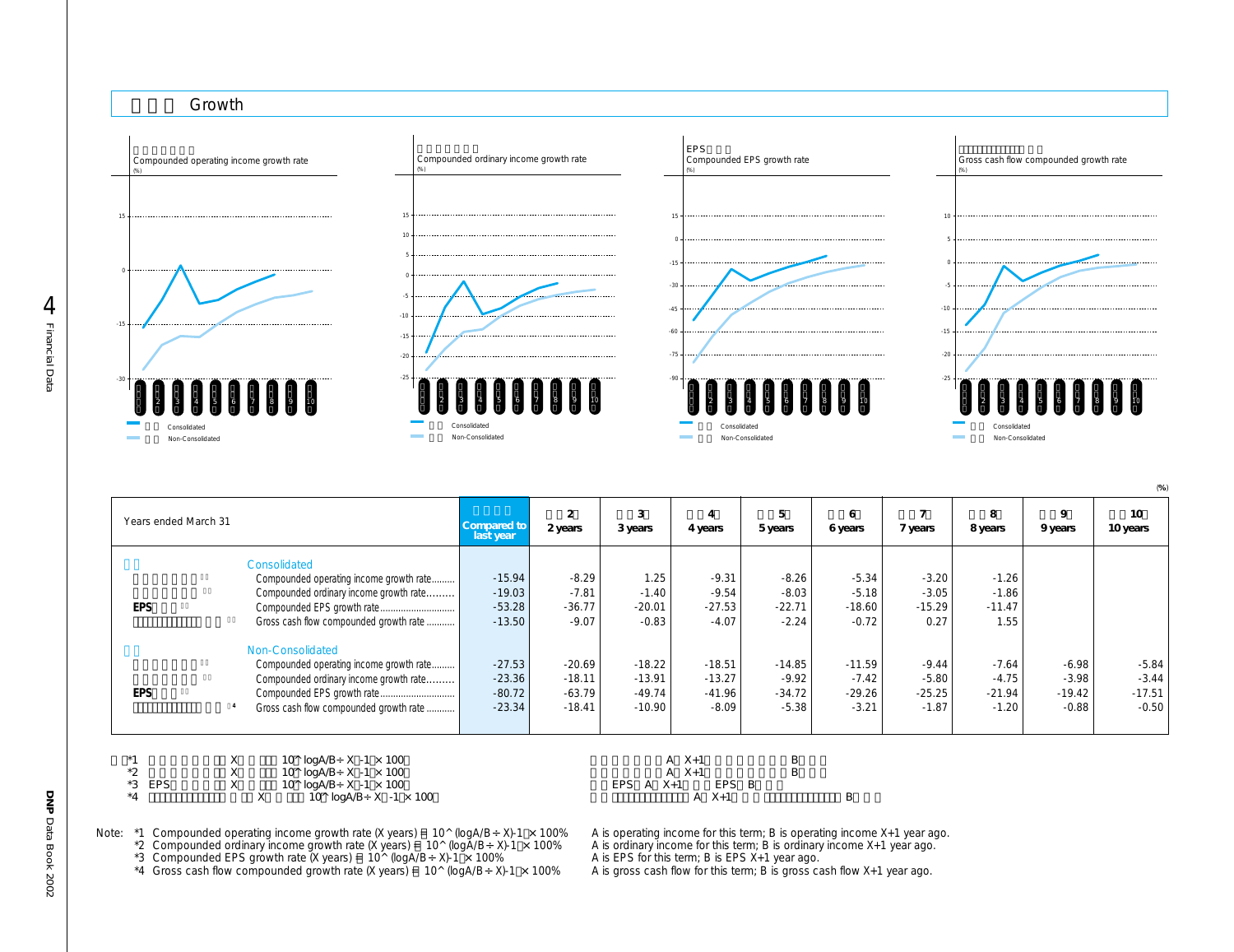## Growth

Compounded operating income growth rate (%)

Compounded ordinary income growth rate (%)

Compounded EPS growth rate (%)

Gross cash flow compounded growth rate (%)

Consolidated
Non-Consolidated

(%)

| Years ended March 31 | Compared to last year | 2 years | 3 years | 4 years | 5 years | 6 years | 7 years | 8 years | 9 years | 10 years |
|---|---|---|---|---|---|---|---|---|---|---|
| **Consolidated** | | | | | | | | | | |
| Compounded operating income growth rate | -15.94 | -8.29 | 1.25 | -9.31 | -8.26 | -5.34 | -3.20 | -1.26 | | |
| Compounded ordinary income growth rate | -19.03 | -7.81 | -1.40 | -9.54 | -8.03 | -5.18 | -3.05 | -1.86 | | |
| Compounded EPS growth rate | -53.28 | -36.77 | -20.01 | -27.53 | -22.71 | -18.60 | -15.29 | -11.47 | | |
| Gross cash flow compounded growth rate | -13.50 | -9.07 | -0.83 | -4.07 | -2.24 | -0.72 | 0.27 | 1.55 | | |
| **Non-Consolidated** | | | | | | | | | | |
| Compounded operating income growth rate | -27.53 | -20.69 | -18.22 | -18.51 | -14.85 | -11.59 | -9.44 | -7.64 | -6.98 | -5.84 |
| Compounded ordinary income growth rate | -23.36 | -18.11 | -13.91 | -13.27 | -9.92 | -7.42 | -5.80 | -4.75 | -3.98 | -3.44 |
| Compounded EPS growth rate | -80.72 | -63.79 | -49.74 | -41.96 | -34.72 | -29.26 | -25.25 | -21.94 | -19.42 | -17.51 |
| Gross cash flow compounded growth rate | -23.34 | -18.41 | -10.90 | -8.09 | -5.38 | -3.21 | -1.87 | -1.20 | -0.88 | -0.50 |

Note:
*1 Compounded operating income growth rate (X years) = 10^ (logA/B ÷ X)-1 × 100% — A is operating income for this term; B is operating income X+1 year ago.
*2 Compounded ordinary income growth rate (X years) = 10^ (logA/B ÷ X)-1 × 100% — A is ordinary income for this term; B is ordinary income X+1 year ago.
*3 Compounded EPS growth rate (X years) = 10^ (logA/B ÷ X)-1 × 100% — A is EPS for this term; B is EPS X+1 year ago.
*4 Gross cash flow compounded growth rate (X years) = 10^ (logA/B ÷ X)-1 × 100% — A is gross cash flow for this term; B is gross cash flow X+1 year ago.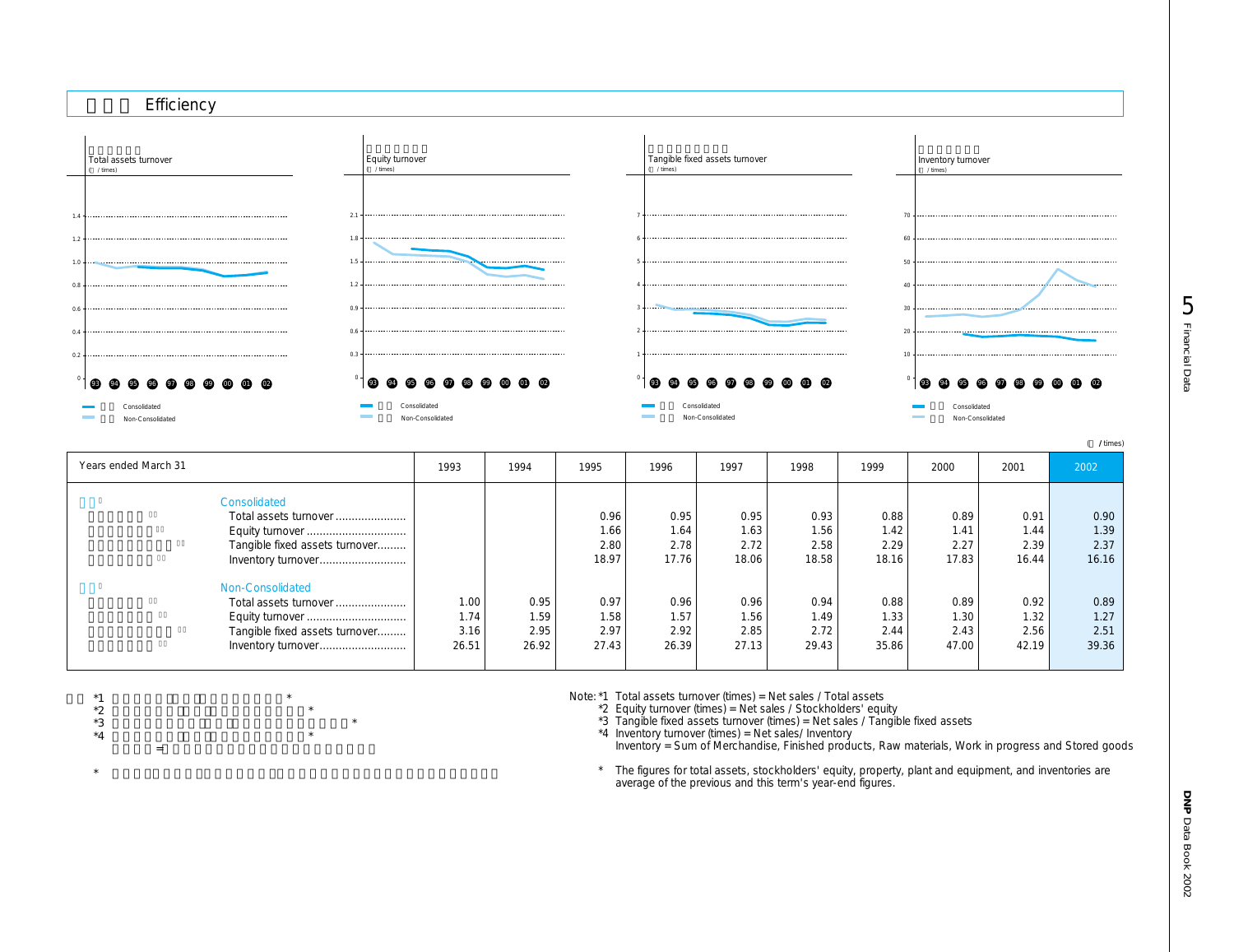## Efficiency

Total assets turnover
(/ times)

Equity turnover
(/ times)

Tangible fixed assets turnover
(/ times)

Inventory turnover
(/ times)

Consolidated
Non-Consolidated

( / times)

| Years ended March 31 | 1993 | 1994 | 1995 | 1996 | 1997 | 1998 | 1999 | 2000 | 2001 | 2002 |
|---|---|---|---|---|---|---|---|---|---|---|
| **Consolidated** | | | | | | | | | | |
| Total assets turnover | | | 0.96 | 0.95 | 0.95 | 0.93 | 0.88 | 0.89 | 0.91 | 0.90 |
| Equity turnover | | | 1.66 | 1.64 | 1.63 | 1.56 | 1.42 | 1.41 | 1.44 | 1.39 |
| Tangible fixed assets turnover | | | 2.80 | 2.78 | 2.72 | 2.58 | 2.29 | 2.27 | 2.39 | 2.37 |
| Inventory turnover | | | 18.97 | 17.76 | 18.06 | 18.58 | 18.16 | 17.83 | 16.44 | 16.16 |
| **Non-Consolidated** | | | | | | | | | | |
| Total assets turnover | 1.00 | 0.95 | 0.97 | 0.96 | 0.96 | 0.94 | 0.88 | 0.89 | 0.92 | 0.89 |
| Equity turnover | 1.74 | 1.59 | 1.58 | 1.57 | 1.56 | 1.49 | 1.33 | 1.30 | 1.32 | 1.27 |
| Tangible fixed assets turnover | 3.16 | 2.95 | 2.97 | 2.92 | 2.85 | 2.72 | 2.44 | 2.43 | 2.56 | 2.51 |
| Inventory turnover | 26.51 | 26.92 | 27.43 | 26.39 | 27.13 | 29.43 | 35.86 | 47.00 | 42.19 | 39.36 |

Note: *1 Total assets turnover (times) = Net sales / Total assets
*2 Equity turnover (times) = Net sales / Stockholders' equity
*3 Tangible fixed assets turnover (times) = Net sales / Tangible fixed assets
*4 Inventory turnover (times) = Net sales/ Inventory
Inventory = Sum of Merchandise, Finished products, Raw materials, Work in progress and Stored goods

\* The figures for total assets, stockholders' equity, property, plant and equipment, and inventories are average of the previous and this term's year-end figures.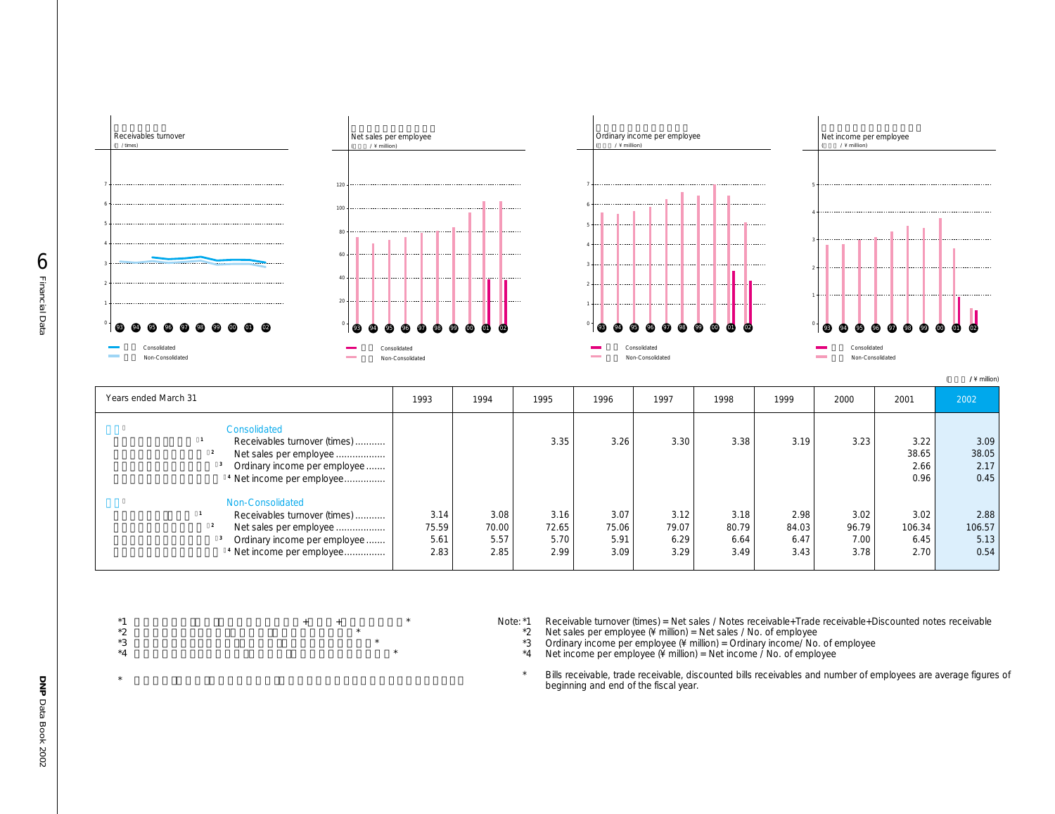Receivables turnover
( / times)

Net sales per employee
( / ¥ million)

Ordinary income per employee
( / ¥ million)

Net income per employee
( / ¥ million)

Consolidated
Non-Consolidated

( / ¥ million)

| Years ended March 31 | 1993 | 1994 | 1995 | 1996 | 1997 | 1998 | 1999 | 2000 | 2001 | 2002 |
|---|---|---|---|---|---|---|---|---|---|---|
| **Consolidated** | | | | | | | | | | |
| Receivables turnover (times)*1 | | | 3.35 | 3.26 | 3.30 | 3.38 | 3.19 | 3.23 | 3.22 | 3.09 |
| Net sales per employee*2 | | | | | | | | | 38.65 | 38.05 |
| Ordinary income per employee*3 | | | | | | | | | 2.66 | 2.17 |
| Net income per employee*4 | | | | | | | | | 0.96 | 0.45 |
| **Non-Consolidated** | | | | | | | | | | |
| Receivables turnover (times)*1 | 3.14 | 3.08 | 3.16 | 3.07 | 3.12 | 3.18 | 2.98 | 3.02 | 3.02 | 2.88 |
| Net sales per employee*2 | 75.59 | 70.00 | 72.65 | 75.06 | 79.07 | 80.79 | 84.03 | 96.79 | 106.34 | 106.57 |
| Ordinary income per employee*3 | 5.61 | 5.57 | 5.70 | 5.91 | 6.29 | 6.64 | 6.47 | 7.00 | 6.45 | 5.13 |
| Net income per employee*4 | 2.83 | 2.85 | 2.99 | 3.09 | 3.29 | 3.49 | 3.43 | 3.78 | 2.70 | 0.54 |

Note:
*1 Receivable turnover (times) = Net sales / Notes receivable+Trade receivable+Discounted notes receivable
*2 Net sales per employee (¥ million) = Net sales / No. of employee
*3 Ordinary income per employee (¥ million) = Ordinary income/ No. of employee
*4 Net income per employee (¥ million) = Net income / No. of employee

\* Bills receivable, trade receivable, discounted bills receivables and number of employees are average figures of beginning and end of the fiscal year.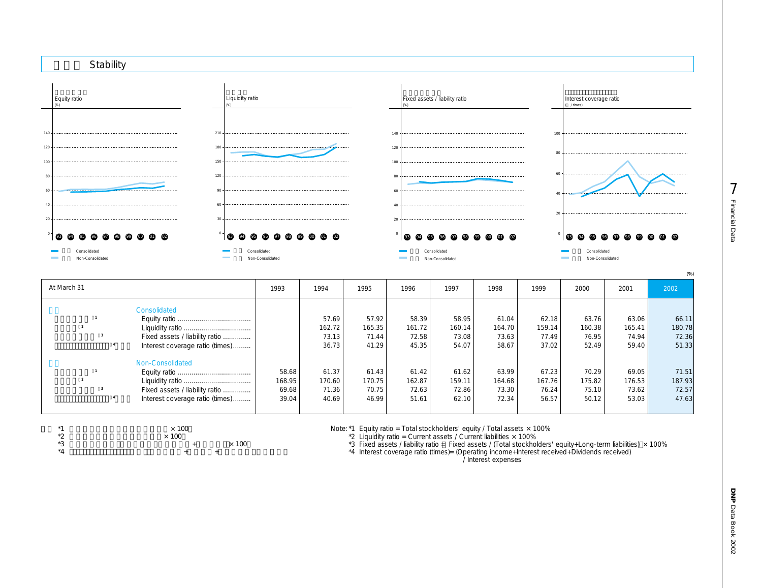## Stability

Equity ratio (%)

Liquidity ratio (%)

Fixed assets / liability ratio (%)

Interest coverage ratio (times)

Consolidated / Non-Consolidated

(%)

| At March 31 | 1993 | 1994 | 1995 | 1996 | 1997 | 1998 | 1999 | 2000 | 2001 | 2002 |
|---|---|---|---|---|---|---|---|---|---|---|
| **Consolidated** | | | | | | | | | | |
| Equity ratio *1 | | 57.69 | 57.92 | 58.39 | 58.95 | 61.04 | 62.18 | 63.76 | 63.06 | 66.11 |
| Liquidity ratio *2 | | 162.72 | 165.35 | 161.72 | 160.14 | 164.70 | 159.14 | 160.38 | 165.41 | 180.78 |
| Fixed assets / liability ratio *3 | | 73.13 | 71.44 | 72.58 | 73.08 | 73.63 | 77.49 | 76.95 | 74.94 | 72.36 |
| Interest coverage ratio (times) *4 | | 36.73 | 41.29 | 45.35 | 54.07 | 58.67 | 37.02 | 52.49 | 59.40 | 51.33 |
| **Non-Consolidated** | | | | | | | | | | |
| Equity ratio *1 | 58.68 | 61.37 | 61.43 | 61.42 | 61.62 | 63.99 | 67.23 | 70.29 | 69.05 | 71.51 |
| Liquidity ratio *2 | 168.95 | 170.60 | 170.75 | 162.87 | 159.11 | 164.68 | 167.76 | 175.82 | 176.53 | 187.93 |
| Fixed assets / liability ratio *3 | 69.68 | 71.36 | 70.75 | 72.63 | 72.86 | 73.30 | 76.24 | 75.10 | 73.62 | 72.57 |
| Interest coverage ratio (times) *4 | 39.04 | 40.69 | 46.99 | 51.61 | 62.10 | 72.34 | 56.57 | 50.12 | 53.03 | 47.63 |

Note: *1 Equity ratio = Total stockholders' equity / Total assets × 100%

*2 Liquidity ratio = Current assets / Current liabilities × 100%

*3 Fixed assets / liability ratio = Fixed assets / (Total stockholders' equity+Long-term liabilities) × 100%

*4 Interest coverage ratio (times)= (Operating income+Interest received+Dividends received) / Interest expenses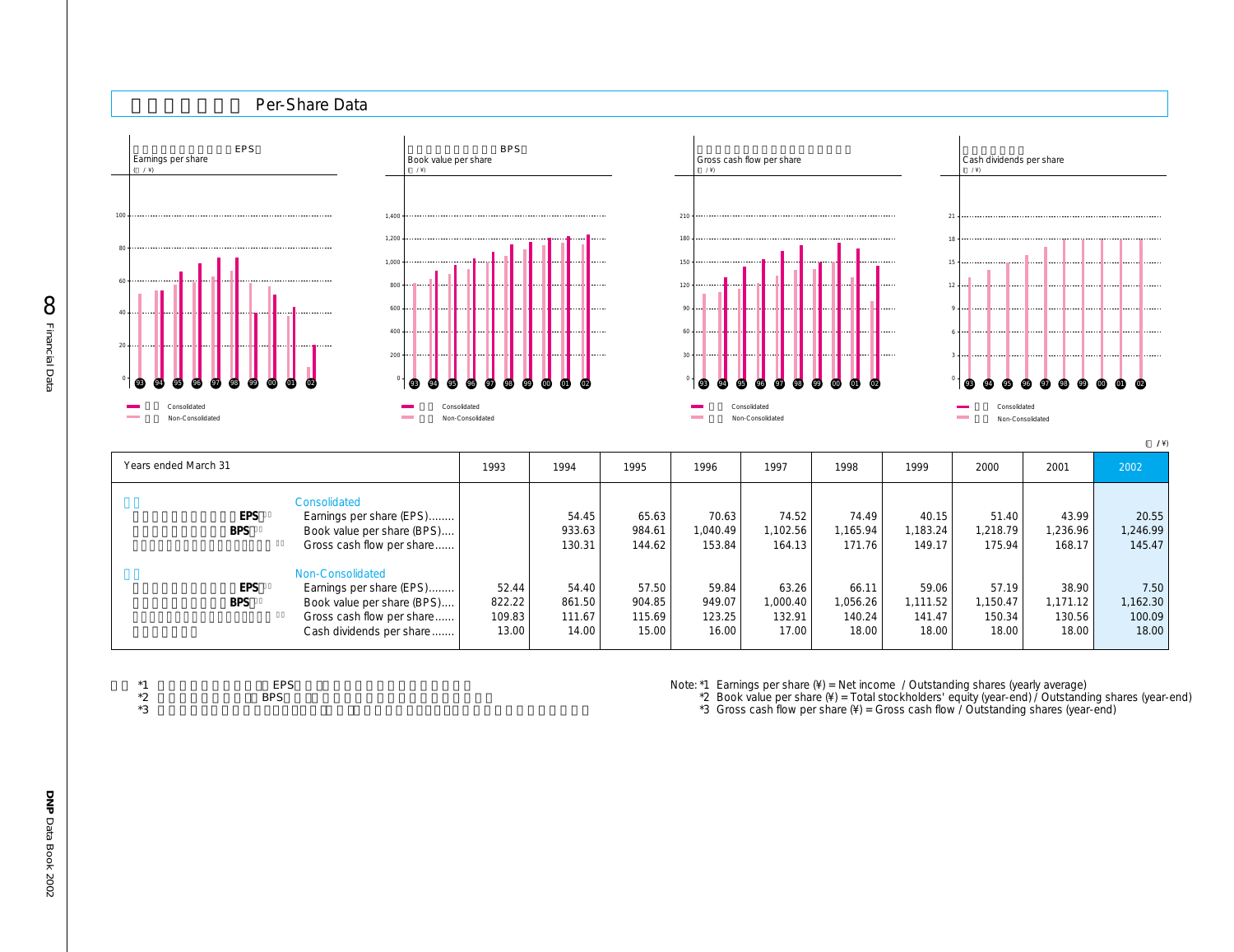## Per-Share Data

Earnings per share (EPS)
(¥)

Book value per share (BPS)
(¥)

Gross cash flow per share
(¥)

Cash dividends per share
(¥)

Consolidated / Non-Consolidated

(¥)

| Years ended March 31 | 1993 | 1994 | 1995 | 1996 | 1997 | 1998 | 1999 | 2000 | 2001 | 2002 |
|---|---|---|---|---|---|---|---|---|---|---|
| **Consolidated** | | | | | | | | | | |
| Earnings per share (EPS) *1 | | 54.45 | 65.63 | 70.63 | 74.52 | 74.49 | 40.15 | 51.40 | 43.99 | 20.55 |
| Book value per share (BPS) *2 | | 933.63 | 984.61 | 1,040.49 | 1,102.56 | 1,165.94 | 1,183.24 | 1,218.79 | 1,236.96 | 1,246.99 |
| Gross cash flow per share *3 | | 130.31 | 144.62 | 153.84 | 164.13 | 171.76 | 149.17 | 175.94 | 168.17 | 145.47 |
| **Non-Consolidated** | | | | | | | | | | |
| Earnings per share (EPS) *1 | 52.44 | 54.40 | 57.50 | 59.84 | 63.26 | 66.11 | 59.06 | 57.19 | 38.90 | 7.50 |
| Book value per share (BPS) *2 | 822.22 | 861.50 | 904.85 | 949.07 | 1,000.40 | 1,056.26 | 1,111.52 | 1,150.47 | 1,171.12 | 1,162.30 |
| Gross cash flow per share *3 | 109.83 | 111.67 | 115.69 | 123.25 | 132.91 | 140.24 | 141.47 | 150.34 | 130.56 | 100.09 |
| Cash dividends per share | 13.00 | 14.00 | 15.00 | 16.00 | 17.00 | 18.00 | 18.00 | 18.00 | 18.00 | 18.00 |

Note: *1 Earnings per share (¥) = Net income / Outstanding shares (yearly average)
*2 Book value per share (¥) = Total stockholders' equity (year-end) / Outstanding shares (year-end)
*3 Gross cash flow per share (¥) = Gross cash flow / Outstanding shares (year-end)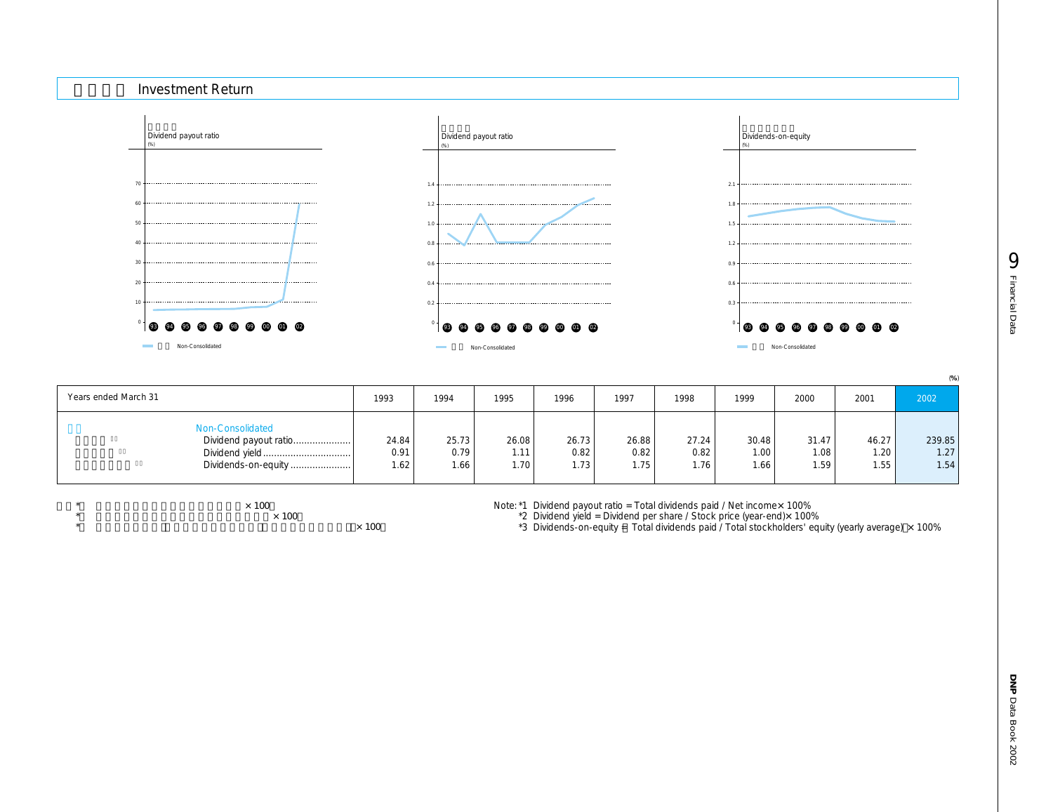## Investment Return

Dividend payout ratio (%)

Non-Consolidated

Dividend payout ratio (%)

Non-Consolidated

Dividends-on-equity (%)

Non-Consolidated

(%)

| Years ended March 31 | 1993 | 1994 | 1995 | 1996 | 1997 | 1998 | 1999 | 2000 | 2001 | 2002 |
|---|---|---|---|---|---|---|---|---|---|---|
| Non-Consolidated | | | | | | | | | | |
| Dividend payout ratio | 24.84 | 25.73 | 26.08 | 26.73 | 26.88 | 27.24 | 30.48 | 31.47 | 46.27 | 239.85 |
| Dividend yield | 0.91 | 0.79 | 1.11 | 0.82 | 0.82 | 0.82 | 1.00 | 1.08 | 1.20 | 1.27 |
| Dividends-on-equity | 1.62 | 1.66 | 1.70 | 1.73 | 1.75 | 1.76 | 1.66 | 1.59 | 1.55 | 1.54 |

Note: *1 Dividend payout ratio = Total dividends paid / Net income × 100%
*2 Dividend yield = Dividend per share / Stock price (year-end) × 100%
*3 Dividends-on-equity = Total dividends paid / Total stockholders' equity (yearly average) × 100%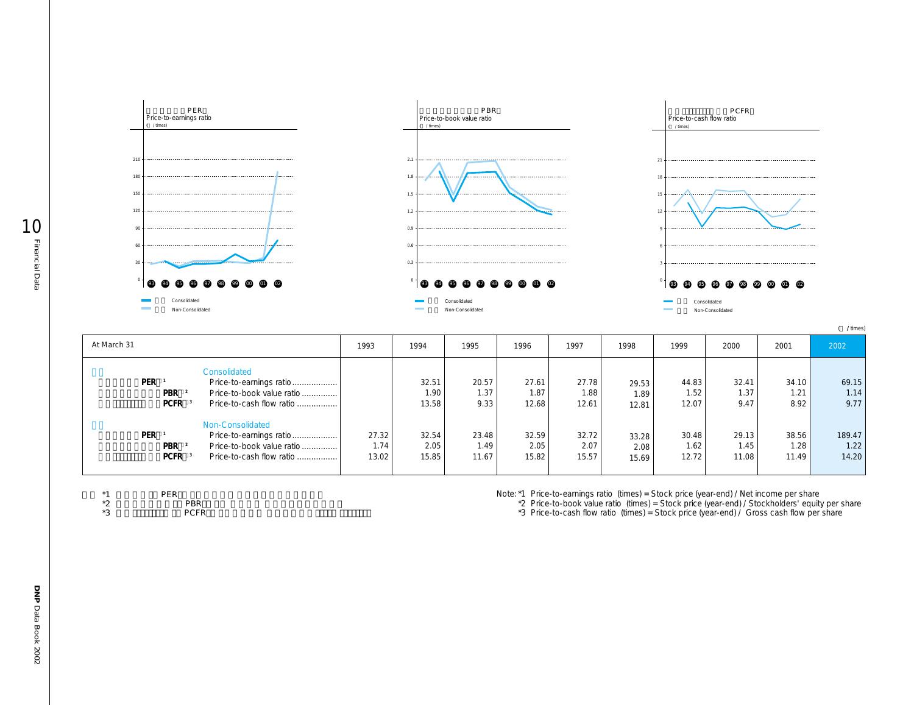Price-to-earnings ratio
(times)

Price-to-book value ratio
(times)

Price-to-cash flow ratio
(times)

(times)

| At March 31 | 1993 | 1994 | 1995 | 1996 | 1997 | 1998 | 1999 | 2000 | 2001 | 2002 |
|---|---|---|---|---|---|---|---|---|---|---|
| **Consolidated** | | | | | | | | | | |
| PER*1 Price-to-earnings ratio | | 32.51 | 20.57 | 27.61 | 27.78 | 29.53 | 44.83 | 32.41 | 34.10 | 69.15 |
| PBR*2 Price-to-book value ratio | | 1.90 | 1.37 | 1.87 | 1.88 | 1.89 | 1.52 | 1.37 | 1.21 | 1.14 |
| PCFR*3 Price-to-cash flow ratio | | 13.58 | 9.33 | 12.68 | 12.61 | 12.81 | 12.07 | 9.47 | 8.92 | 9.77 |
| **Non-Consolidated** | | | | | | | | | | |
| PER*1 Price-to-earnings ratio | 27.32 | 32.54 | 23.48 | 32.59 | 32.72 | 33.28 | 30.48 | 29.13 | 38.56 | 189.47 |
| PBR*2 Price-to-book value ratio | 1.74 | 2.05 | 1.49 | 2.05 | 2.07 | 2.08 | 1.62 | 1.45 | 1.28 | 1.22 |
| PCFR*3 Price-to-cash flow ratio | 13.02 | 15.85 | 11.67 | 15.82 | 15.57 | 15.69 | 12.72 | 11.08 | 11.49 | 14.20 |

Note: *1 Price-to-earnings ratio (times) = Stock price (year-end) / Net income per share
*2 Price-to-book value ratio (times) = Stock price (year-end) / Stockholders' equity per share
*3 Price-to-cash flow ratio (times) = Stock price (year-end) / Gross cash flow per share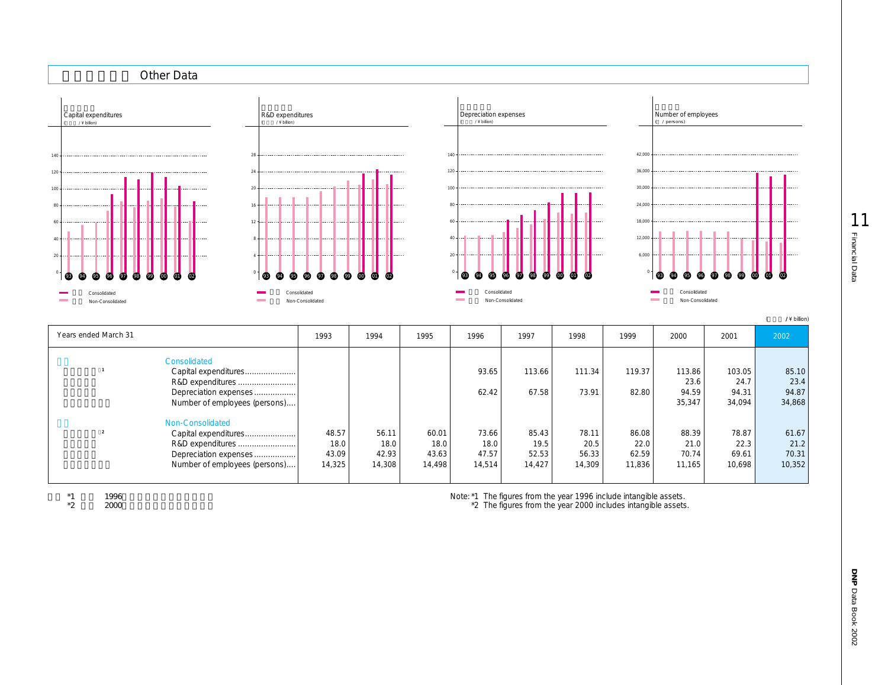## Other Data

Capital expenditures (¥ billion)

R&D expenditures (¥ billion)

Depreciation expenses (¥ billion)

Number of employees (persons)

(¥ billion)

| Years ended March 31 | | 1993 | 1994 | 1995 | 1996 | 1997 | 1998 | 1999 | 2000 | 2001 | 2002 |
|---|---|---|---|---|---|---|---|---|---|---|---|
| Consolidated | | | | | | | | | | | |
| | Capital expenditures*1 | | | | 93.65 | 113.66 | 111.34 | 119.37 | 113.86 | 103.05 | 85.10 |
| | R&D expenditures | | | | | | | | 23.6 | 24.7 | 23.4 |
| | Depreciation expenses | | | | 62.42 | 67.58 | 73.91 | 82.80 | 94.59 | 94.31 | 94.87 |
| | Number of employees (persons) | | | | | | | | 35,347 | 34,094 | 34,868 |
| Non-Consolidated | | | | | | | | | | | |
| | Capital expenditures*2 | 48.57 | 56.11 | 60.01 | 73.66 | 85.43 | 78.11 | 86.08 | 88.39 | 78.87 | 61.67 |
| | R&D expenditures | 18.0 | 18.0 | 18.0 | 18.0 | 19.5 | 20.5 | 22.0 | 21.0 | 22.3 | 21.2 |
| | Depreciation expenses | 43.09 | 42.93 | 43.63 | 47.57 | 52.53 | 56.33 | 62.59 | 70.74 | 69.61 | 70.31 |
| | Number of employees (persons) | 14,325 | 14,308 | 14,498 | 14,514 | 14,427 | 14,309 | 11,836 | 11,165 | 10,698 | 10,352 |

Note: *1 The figures from the year 1996 include intangible assets.
*2 The figures from the year 2000 includes intangible assets.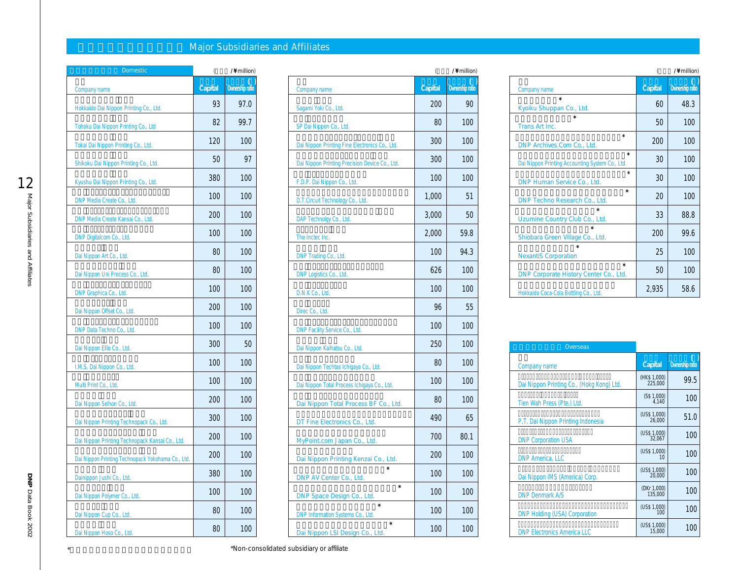# Major Subsidiaries and Affiliates

## Domestic

(¥million)

| Company name | Capital | Ownership ratio |
|---|---|---|
| Hokkaido Dai Nippon Printing Co., Ltd. | 93 | 97.0 |
| Tohoku Dai Nippon Printing Co., Ltd | 82 | 99.7 |
| Tokai Dai Nippon Printing Co., Ltd. | 120 | 100 |
| Shikoku Dai Nippon Printing Co., Ltd. | 50 | 97 |
| Kyushu Dai Nippon Printing Co., Ltd. | 380 | 100 |
| DNP Media Create Co., Ltd. | 100 | 100 |
| DNP Media Create Kansai Co., Ltd. | 200 | 100 |
| DNP Digitalcom Co., Ltd. | 100 | 100 |
| Dai Nippon Art Co., Ltd. | 80 | 100 |
| Dai Nippon Uni Process Co., Ltd. | 80 | 100 |
| DNP Graphica Co., Ltd. | 100 | 100 |
| Dai Nippon Offset Co., Ltd. | 200 | 100 |
| DNP Data Techno Co., Ltd. | 100 | 100 |
| Dai Nippon Ellio Co., Ltd. | 300 | 50 |
| I.M.S. Dai Nippon Co., Ltd. | 100 | 100 |
| Multi Print Co., Ltd. | 100 | 100 |
| Dai Nippon Seihon Co., Ltd. | 200 | 100 |
| Dai Nippon Printing Technopack Co., Ltd. | 300 | 100 |
| Dai Nippon Printing Technopack Kansai Co., Ltd. | 200 | 100 |
| Dai Nippon Printing Technopack Yokohama Co., Ltd. | 200 | 100 |
| Dainippon Jushi Co., Ltd. | 380 | 100 |
| Dai Nippon Polymer Co., Ltd. | 100 | 100 |
| Dai Nippon Cup Co., Ltd. | 80 | 100 |
| Dai Nippon Hoso Co., Ltd. | 80 | 100 |
| Sagami Yoki Co., Ltd. | 200 | 90 |
| SP Dai Nippon Co., Ltd. | 80 | 100 |
| Dai Nippon Printing Fine Electronics Co., Ltd. | 300 | 100 |
| Dai Nippon Printing Precision Device Co., Ltd. | 300 | 100 |
| F.D.P. Dai Nippon Co., Ltd. | 100 | 100 |
| D.T.Circuit Technology Co., Ltd. | 1,000 | 51 |
| DAP Technolgy Co., Ltd. | 3,000 | 50 |
| The Inctec Inc. | 2,000 | 59.8 |
| DNP Trading Co., Ltd. | 100 | 94.3 |
| DNP Logistics Co., Ltd. | 626 | 100 |
| D.N.K Co., Ltd. | 100 | 100 |
| Direc Co., Ltd. | 96 | 55 |
| DNP Facility Service Co., Ltd. | 100 | 100 |
| Dai Nippon Kaihatsu Co., Ltd. | 250 | 100 |
| Dai Nippon Techtas Ichigaya Co., Ltd. | 80 | 100 |
| Dai Nippon Total Process Ichigaya Co., Ltd. | 100 | 100 |
| Dai Nippon Total Process BF Co., Ltd. | 80 | 100 |
| DT Fine Electronics Co., Ltd. | 490 | 65 |
| MyPoint.com Japan Co., Ltd. | 700 | 80.1 |
| Dai Nippon Printing Kenzai Co., Ltd. | 200 | 100 |
| DNP AV Center Co., Ltd.* | 100 | 100 |
| DNP Space Design Co., Ltd.* | 100 | 100 |
| DNP Information Systems Co., Ltd.* | 100 | 100 |
| Dai Nippon LSI Design Co., Ltd.* | 100 | 100 |
| Kyoiku Shuppan Co., Ltd.* | 60 | 48.3 |
| Trans Art Inc.* | 50 | 100 |
| DNP Archives.Com Co., Ltd.* | 200 | 100 |
| Dai Nippon Printing Accounting System Co., Ltd.* | 30 | 100 |
| DNP Human Service Co., Ltd.* | 30 | 100 |
| DNP Techno Research Co., Ltd.* | 20 | 100 |
| Uzumine Country Club Co., Ltd.* | 33 | 88.8 |
| Shiobara Green Village Co., Ltd.* | 200 | 99.6 |
| NexantiS Corporation* | 25 | 100 |
| DNP Corporate History Center Co., Ltd.* | 50 | 100 |
| Hokkaido Coca-Cola Bottling Co., Ltd. | 2,935 | 58.6 |

## Overseas

| Company name | Capital | Ownership ratio |
|---|---|---|
| Dai Nippon Printing Co., (Hokg Kong) Ltd. | (HK$ 1,000) 225,000 | 99.5 |
| Tien Wah Press (Pte.) Ltd. | (S$ 1,000) 4,140 | 100 |
| P.T. Dai Nippon Printing Indonesia | (US$ 1,000) 26,000 | 51.0 |
| DNP Corporation USA | (US$ 1,000) 32,067 | 100 |
| DNP America, LLC | (US$ 1,000) 10 | 100 |
| Dai Nippon IMS (America) Corp. | (US$ 1,000) 20,000 | 100 |
| DNP Denmark A/S | (DKr 1,000) 135,000 | 100 |
| DNP Holding (USA) Corporation | (US$ 1,000) 100 | 100 |
| DNP Electronics America LLC | (US$ 1,000) 15,000 | 100 |

*Non-consolidated subsidiary or affiliate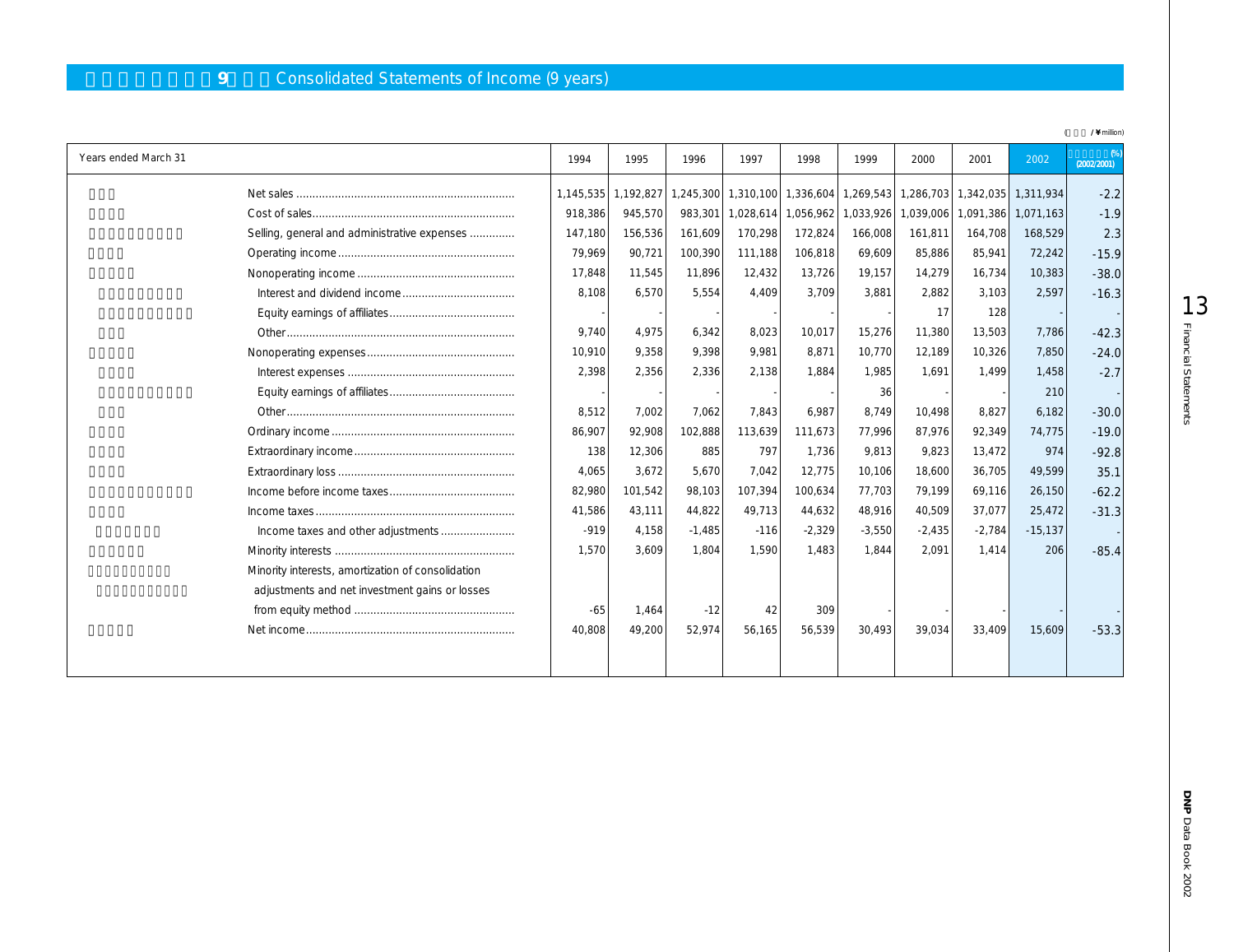# 9 Consolidated Statements of Income (9 years)

( / ¥ million)

| Years ended March 31 | 1994 | 1995 | 1996 | 1997 | 1998 | 1999 | 2000 | 2001 | 2002 | (%) (2002/2001) |
|---|---|---|---|---|---|---|---|---|---|---|
| Net sales | 1,145,535 | 1,192,827 | 1,245,300 | 1,310,100 | 1,336,604 | 1,269,543 | 1,286,703 | 1,342,035 | 1,311,934 | -2.2 |
| Cost of sales | 918,386 | 945,570 | 983,301 | 1,028,614 | 1,056,962 | 1,033,926 | 1,039,006 | 1,091,386 | 1,071,163 | -1.9 |
| Selling, general and administrative expenses | 147,180 | 156,536 | 161,609 | 170,298 | 172,824 | 166,008 | 161,811 | 164,708 | 168,529 | 2.3 |
| Operating income | 79,969 | 90,721 | 100,390 | 111,188 | 106,818 | 69,609 | 85,886 | 85,941 | 72,242 | -15.9 |
| Nonoperating income | 17,848 | 11,545 | 11,896 | 12,432 | 13,726 | 19,157 | 14,279 | 16,734 | 10,383 | -38.0 |
| Interest and dividend income | 8,108 | 6,570 | 5,554 | 4,409 | 3,709 | 3,881 | 2,882 | 3,103 | 2,597 | -16.3 |
| Equity earnings of affiliates | - | - | - | - | - | - | 17 | 128 | - | - |
| Other | 9,740 | 4,975 | 6,342 | 8,023 | 10,017 | 15,276 | 11,380 | 13,503 | 7,786 | -42.3 |
| Nonoperating expenses | 10,910 | 9,358 | 9,398 | 9,981 | 8,871 | 10,770 | 12,189 | 10,326 | 7,850 | -24.0 |
| Interest expenses | 2,398 | 2,356 | 2,336 | 2,138 | 1,884 | 1,985 | 1,691 | 1,499 | 1,458 | -2.7 |
| Equity earnings of affiliates | - | - | - | - | - | 36 | - | - | 210 | - |
| Other | 8,512 | 7,002 | 7,062 | 7,843 | 6,987 | 8,749 | 10,498 | 8,827 | 6,182 | -30.0 |
| Ordinary income | 86,907 | 92,908 | 102,888 | 113,639 | 111,673 | 77,996 | 87,976 | 92,349 | 74,775 | -19.0 |
| Extraordinary income | 138 | 12,306 | 885 | 797 | 1,736 | 9,813 | 9,823 | 13,472 | 974 | -92.8 |
| Extraordinary loss | 4,065 | 3,672 | 5,670 | 7,042 | 12,775 | 10,106 | 18,600 | 36,705 | 49,599 | 35.1 |
| Income before income taxes | 82,980 | 101,542 | 98,103 | 107,394 | 100,634 | 77,703 | 79,199 | 69,116 | 26,150 | -62.2 |
| Income taxes | 41,586 | 43,111 | 44,822 | 49,713 | 44,632 | 48,916 | 40,509 | 37,077 | 25,472 | -31.3 |
| Income taxes and other adjustments | -919 | 4,158 | -1,485 | -116 | -2,329 | -3,550 | -2,435 | -2,784 | -15,137 | - |
| Minority interests | 1,570 | 3,609 | 1,804 | 1,590 | 1,483 | 1,844 | 2,091 | 1,414 | 206 | -85.4 |
| Minority interests, amortization of consolidation adjustments and net investment gains or losses from equity method | -65 | 1,464 | -12 | 42 | 309 | - | - | - | - | - |
| Net income | 40,808 | 49,200 | 52,974 | 56,165 | 56,539 | 30,493 | 39,034 | 33,409 | 15,609 | -53.3 |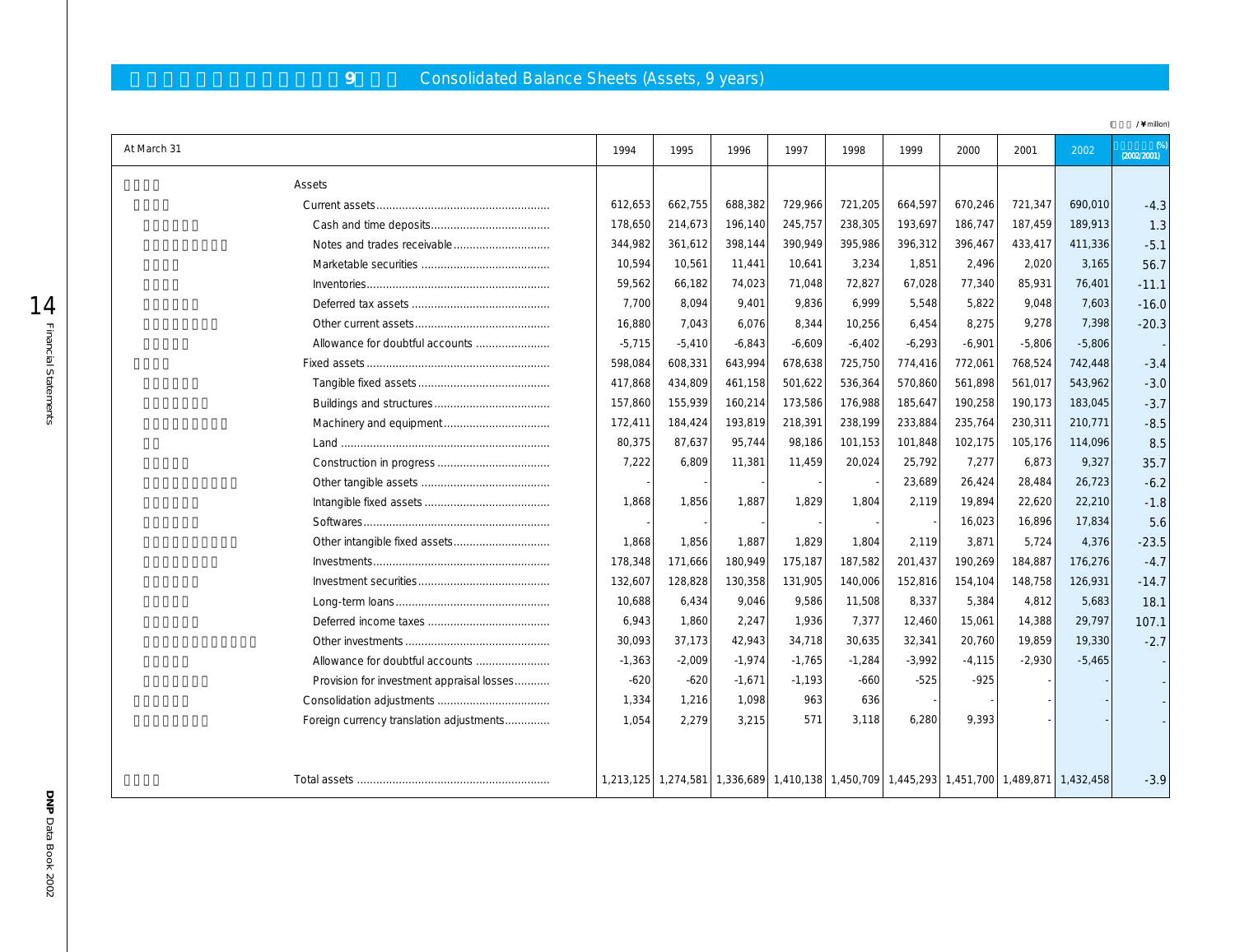## Consolidated Balance Sheets (Assets, 9 years)

(¥million)

| At March 31 | 1994 | 1995 | 1996 | 1997 | 1998 | 1999 | 2000 | 2001 | 2002 | (%) (2002/2001) |
|---|---|---|---|---|---|---|---|---|---|---|
| Assets | | | | | | | | | | |
| Current assets | 612,653 | 662,755 | 688,382 | 729,966 | 721,205 | 664,597 | 670,246 | 721,347 | 690,010 | -4.3 |
| Cash and time deposits | 178,650 | 214,673 | 196,140 | 245,757 | 238,305 | 193,697 | 186,747 | 187,459 | 189,913 | 1.3 |
| Notes and trades receivable | 344,982 | 361,612 | 398,144 | 390,949 | 395,986 | 396,312 | 396,467 | 433,417 | 411,336 | -5.1 |
| Marketable securities | 10,594 | 10,561 | 11,441 | 10,641 | 3,234 | 1,851 | 2,496 | 2,020 | 3,165 | 56.7 |
| Inventories | 59,562 | 66,182 | 74,023 | 71,048 | 72,827 | 67,028 | 77,340 | 85,931 | 76,401 | -11.1 |
| Deferred tax assets | 7,700 | 8,094 | 9,401 | 9,836 | 6,999 | 5,548 | 5,822 | 9,048 | 7,603 | -16.0 |
| Other current assets | 16,880 | 7,043 | 6,076 | 8,344 | 10,256 | 6,454 | 8,275 | 9,278 | 7,398 | -20.3 |
| Allowance for doubtful accounts | -5,715 | -5,410 | -6,843 | -6,609 | -6,402 | -6,293 | -6,901 | -5,806 | -5,806 | - |
| Fixed assets | 598,084 | 608,331 | 643,994 | 678,638 | 725,750 | 774,416 | 772,061 | 768,524 | 742,448 | -3.4 |
| Tangible fixed assets | 417,868 | 434,809 | 461,158 | 501,622 | 536,364 | 570,860 | 561,898 | 561,017 | 543,962 | -3.0 |
| Buildings and structures | 157,860 | 155,939 | 160,214 | 173,586 | 176,988 | 185,647 | 190,258 | 190,173 | 183,045 | -3.7 |
| Machinery and equipment | 172,411 | 184,424 | 193,819 | 218,391 | 238,199 | 233,884 | 235,764 | 230,311 | 210,771 | -8.5 |
| Land | 80,375 | 87,637 | 95,744 | 98,186 | 101,153 | 101,848 | 102,175 | 105,176 | 114,096 | 8.5 |
| Construction in progress | 7,222 | 6,809 | 11,381 | 11,459 | 20,024 | 25,792 | 7,277 | 6,873 | 9,327 | 35.7 |
| Other tangible assets | - | - | - | - | - | 23,689 | 26,424 | 28,484 | 26,723 | -6.2 |
| Intangible fixed assets | 1,868 | 1,856 | 1,887 | 1,829 | 1,804 | 2,119 | 19,894 | 22,620 | 22,210 | -1.8 |
| Softwares | - | - | - | - | - | - | 16,023 | 16,896 | 17,834 | 5.6 |
| Other intangible fixed assets | 1,868 | 1,856 | 1,887 | 1,829 | 1,804 | 2,119 | 3,871 | 5,724 | 4,376 | -23.5 |
| Investments | 178,348 | 171,666 | 180,949 | 175,187 | 187,582 | 201,437 | 190,269 | 184,887 | 176,276 | -4.7 |
| Investment securities | 132,607 | 128,828 | 130,358 | 131,905 | 140,006 | 152,816 | 154,104 | 148,758 | 126,931 | -14.7 |
| Long-term loans | 10,688 | 6,434 | 9,046 | 9,586 | 11,508 | 8,337 | 5,384 | 4,812 | 5,683 | 18.1 |
| Deferred income taxes | 6,943 | 1,860 | 2,247 | 1,936 | 7,377 | 12,460 | 15,061 | 14,388 | 29,797 | 107.1 |
| Other investments | 30,093 | 37,173 | 42,943 | 34,718 | 30,635 | 32,341 | 20,760 | 19,859 | 19,330 | -2.7 |
| Allowance for doubtful accounts | -1,363 | -2,009 | -1,974 | -1,765 | -1,284 | -3,992 | -4,115 | -2,930 | -5,465 | - |
| Provision for investment appraisal losses | -620 | -620 | -1,671 | -1,193 | -660 | -525 | -925 | - | - | - |
| Consolidation adjustments | 1,334 | 1,216 | 1,098 | 963 | 636 | - | - | - | - | - |
| Foreign currency translation adjustments | 1,054 | 2,279 | 3,215 | 571 | 3,118 | 6,280 | 9,393 | - | - | - |
| Total assets | 1,213,125 | 1,274,581 | 1,336,689 | 1,410,138 | 1,450,709 | 1,445,293 | 1,451,700 | 1,489,871 | 1,432,458 | -3.9 |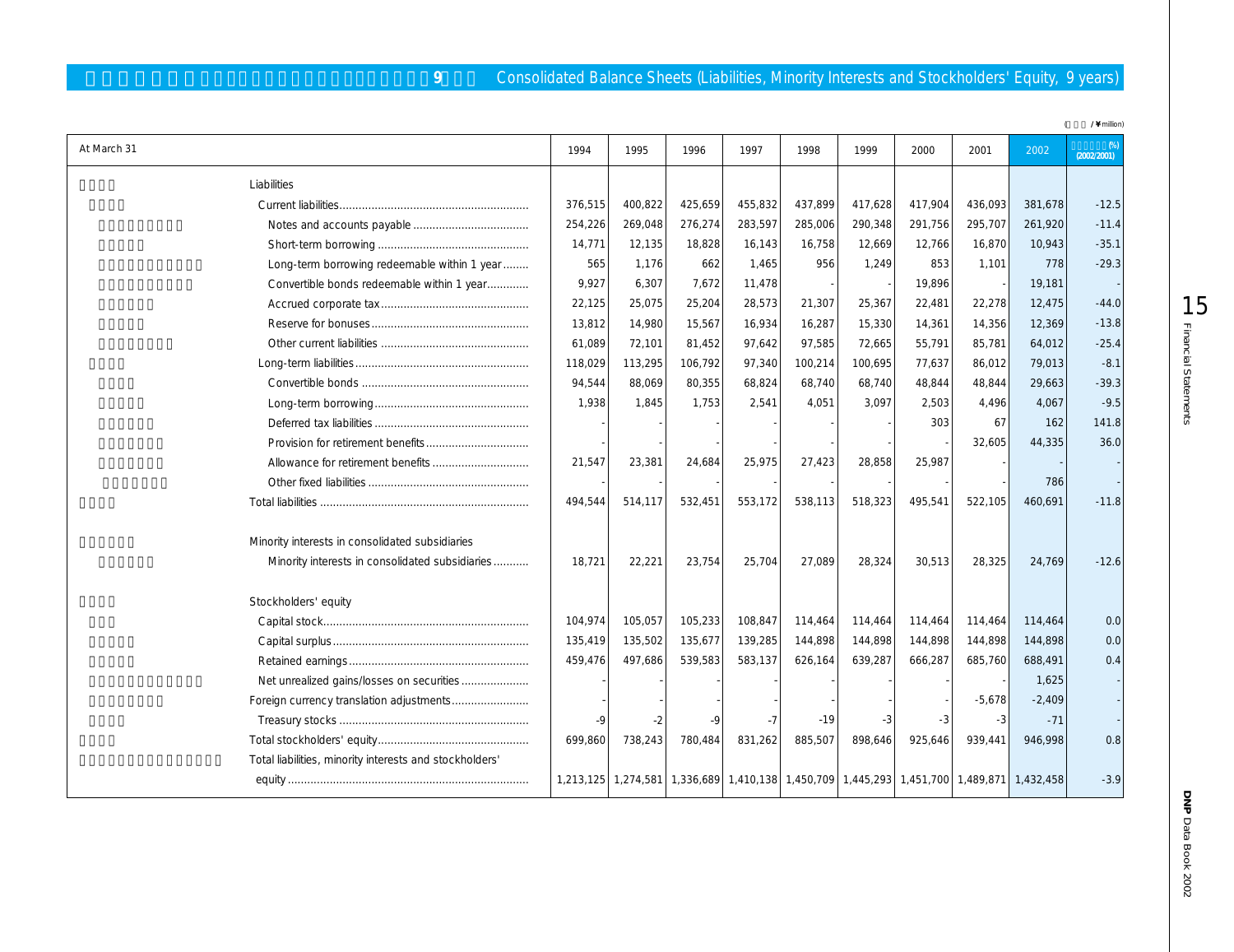## 9 Consolidated Balance Sheets (Liabilities, Minority Interests and Stockholders' Equity, 9 years)

( / ¥ million)

| At March 31 | 1994 | 1995 | 1996 | 1997 | 1998 | 1999 | 2000 | 2001 | 2002 | (%) (2002/2001) |
|---|---|---|---|---|---|---|---|---|---|---|
| Liabilities | | | | | | | | | | |
| Current liabilities | 376,515 | 400,822 | 425,659 | 455,832 | 437,899 | 417,628 | 417,904 | 436,093 | 381,678 | -12.5 |
| Notes and accounts payable | 254,226 | 269,048 | 276,274 | 283,597 | 285,006 | 290,348 | 291,756 | 295,707 | 261,920 | -11.4 |
| Short-term borrowing | 14,771 | 12,135 | 18,828 | 16,143 | 16,758 | 12,669 | 12,766 | 16,870 | 10,943 | -35.1 |
| Long-term borrowing redeemable within 1 year | 565 | 1,176 | 662 | 1,465 | 956 | 1,249 | 853 | 1,101 | 778 | -29.3 |
| Convertible bonds redeemable within 1 year | 9,927 | 6,307 | 7,672 | 11,478 | - | - | 19,896 | - | 19,181 | - |
| Accrued corporate tax | 22,125 | 25,075 | 25,204 | 28,573 | 21,307 | 25,367 | 22,481 | 22,278 | 12,475 | -44.0 |
| Reserve for bonuses | 13,812 | 14,980 | 15,567 | 16,934 | 16,287 | 15,330 | 14,361 | 14,356 | 12,369 | -13.8 |
| Other current liabilities | 61,089 | 72,101 | 81,452 | 97,642 | 97,585 | 72,665 | 55,791 | 85,781 | 64,012 | -25.4 |
| Long-term liabilities | 118,029 | 113,295 | 106,792 | 97,340 | 100,214 | 100,695 | 77,637 | 86,012 | 79,013 | -8.1 |
| Convertible bonds | 94,544 | 88,069 | 80,355 | 68,824 | 68,740 | 68,740 | 48,844 | 48,844 | 29,663 | -39.3 |
| Long-term borrowing | 1,938 | 1,845 | 1,753 | 2,541 | 4,051 | 3,097 | 2,503 | 4,496 | 4,067 | -9.5 |
| Deferred tax liabilities | - | - | - | - | - | - | 303 | 67 | 162 | 141.8 |
| Provision for retirement benefits | - | - | - | - | - | - | - | 32,605 | 44,335 | 36.0 |
| Allowance for retirement benefits | 21,547 | 23,381 | 24,684 | 25,975 | 27,423 | 28,858 | 25,987 | - | - | - |
| Other fixed liabilities | - | - | - | - | - | - | - | - | 786 | - |
| Total liabilities | 494,544 | 514,117 | 532,451 | 553,172 | 538,113 | 518,323 | 495,541 | 522,105 | 460,691 | -11.8 |
| Minority interests in consolidated subsidiaries | | | | | | | | | | |
| Minority interests in consolidated subsidiaries | 18,721 | 22,221 | 23,754 | 25,704 | 27,089 | 28,324 | 30,513 | 28,325 | 24,769 | -12.6 |
| Stockholders' equity | | | | | | | | | | |
| Capital stock | 104,974 | 105,057 | 105,233 | 108,847 | 114,464 | 114,464 | 114,464 | 114,464 | 114,464 | 0.0 |
| Capital surplus | 135,419 | 135,502 | 135,677 | 139,285 | 144,898 | 144,898 | 144,898 | 144,898 | 144,898 | 0.0 |
| Retained earnings | 459,476 | 497,686 | 539,583 | 583,137 | 626,164 | 639,287 | 666,287 | 685,760 | 688,491 | 0.4 |
| Net unrealized gains/losses on securities | - | - | - | - | - | - | - | - | 1,625 | - |
| Foreign currency translation adjustments | - | - | - | - | - | - | - | -5,678 | -2,409 | - |
| Treasury stocks | -9 | -2 | -9 | -7 | -19 | -3 | -3 | -3 | -71 | - |
| Total stockholders' equity | 699,860 | 738,243 | 780,484 | 831,262 | 885,507 | 898,646 | 925,646 | 939,441 | 946,998 | 0.8 |
| Total liabilities, minority interests and stockholders' equity | 1,213,125 | 1,274,581 | 1,336,689 | 1,410,138 | 1,450,709 | 1,445,293 | 1,451,700 | 1,489,871 | 1,432,458 | -3.9 |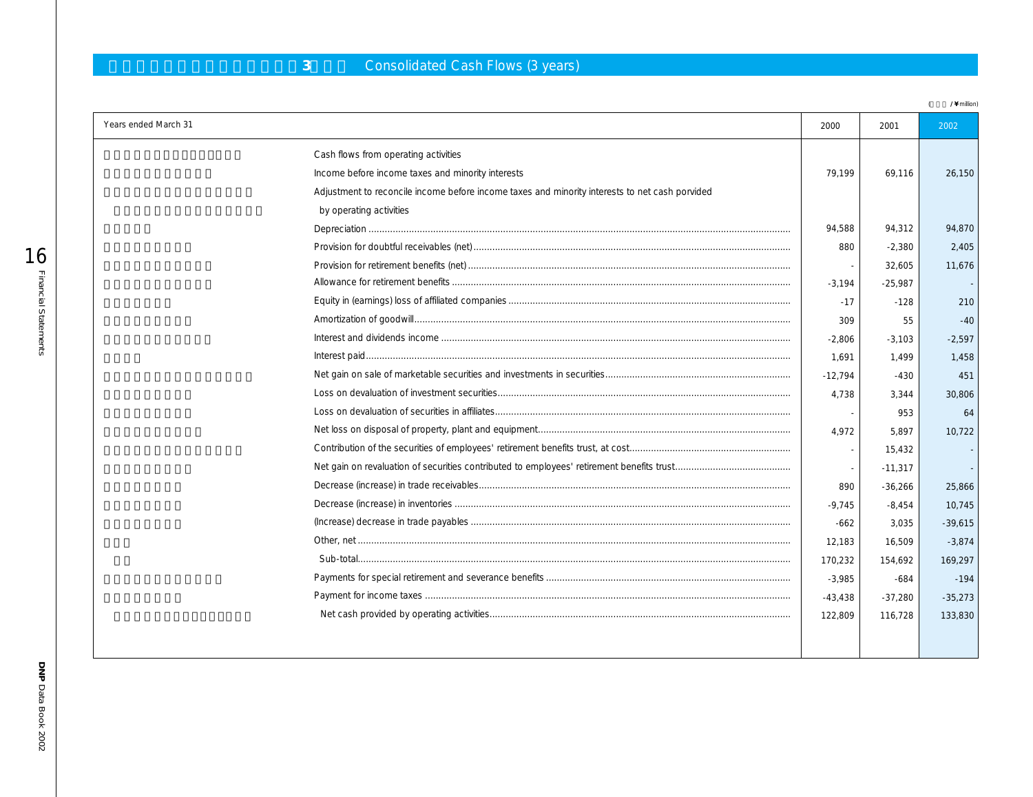## 3 Consolidated Cash Flows (3 years)

( / ¥ million)

| Years ended March 31 | 2000 | 2001 | 2002 |
|---|---|---|---|
| Cash flows from operating activities | | | |
| Income before income taxes and minority interests | 79,199 | 69,116 | 26,150 |
| Adjustment to reconcile income before income taxes and minority interests to net cash porvided by operating activities | | | |
| Depreciation | 94,588 | 94,312 | 94,870 |
| Provision for doubtful receivables (net) | 880 | -2,380 | 2,405 |
| Provision for retirement benefits (net) | - | 32,605 | 11,676 |
| Allowance for retirement benefits | -3,194 | -25,987 | - |
| Equity in (earnings) loss of affiliated companies | -17 | -128 | 210 |
| Amortization of goodwill | 309 | 55 | -40 |
| Interest and dividends income | -2,806 | -3,103 | -2,597 |
| Interest paid | 1,691 | 1,499 | 1,458 |
| Net gain on sale of marketable securities and investments in securities | -12,794 | -430 | 451 |
| Loss on devaluation of investment securities | 4,738 | 3,344 | 30,806 |
| Loss on devaluation of securities in affiliates | - | 953 | 64 |
| Net loss on disposal of property, plant and equipment | 4,972 | 5,897 | 10,722 |
| Contribution of the securities of employees' retirement benefits trust, at cost | - | 15,432 | - |
| Net gain on revaluation of securities contributed to employees' retirement benefits trust | - | -11,317 | - |
| Decrease (increase) in trade receivables | 890 | -36,266 | 25,866 |
| Decrease (increase) in inventories | -9,745 | -8,454 | 10,745 |
| (Increase) decrease in trade payables | -662 | 3,035 | -39,615 |
| Other, net | 12,183 | 16,509 | -3,874 |
| Sub-total | 170,232 | 154,692 | 169,297 |
| Payments for special retirement and severance benefits | -3,985 | -684 | -194 |
| Payment for income taxes | -43,438 | -37,280 | -35,273 |
| Net cash provided by operating activities | 122,809 | 116,728 | 133,830 |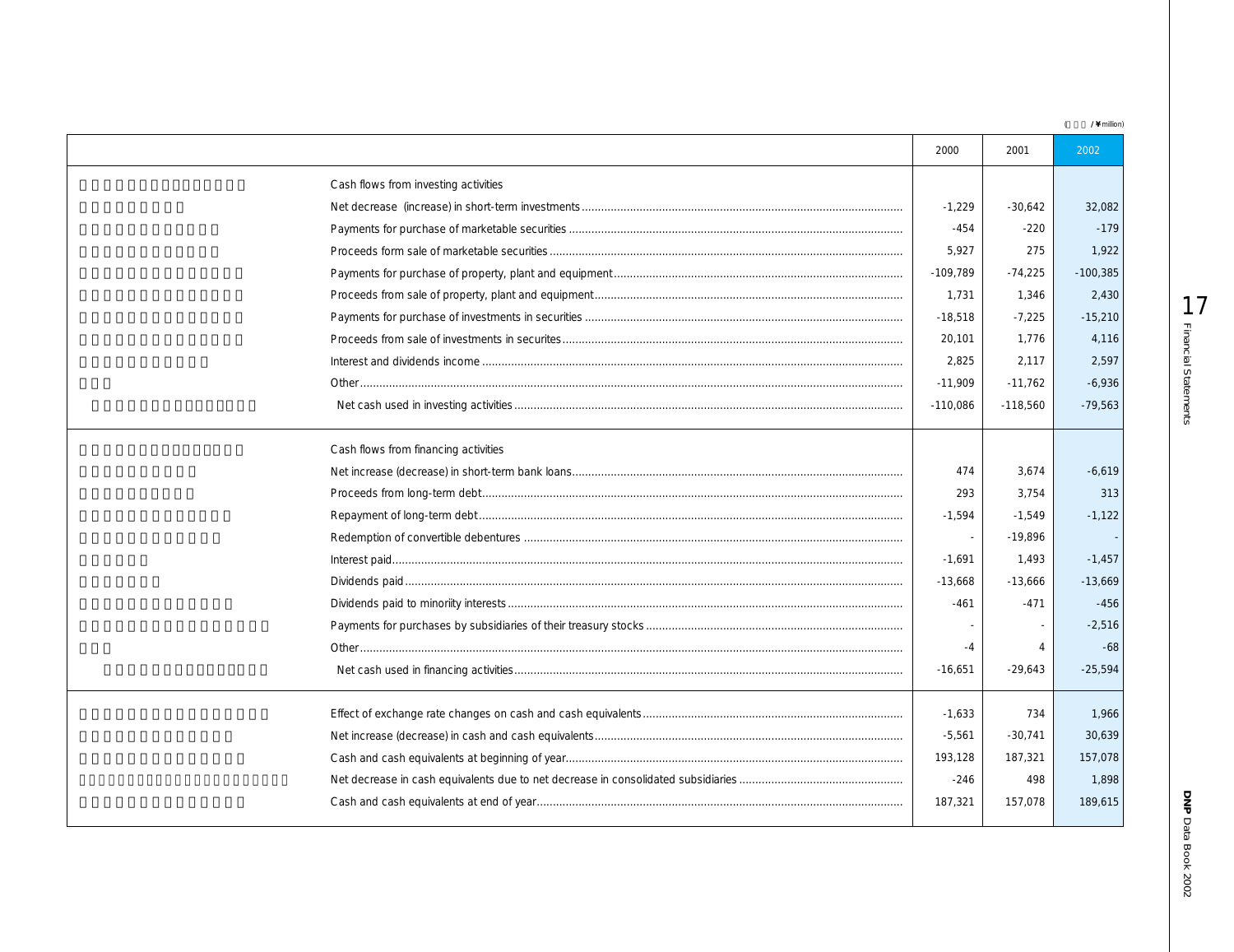(¥million)

| | 2000 | 2001 | 2002 |
|---|---|---|---|
| Cash flows from investing activities | | | |
| Net decrease (increase) in short-term investments | -1,229 | -30,642 | 32,082 |
| Payments for purchase of marketable securities | -454 | -220 | -179 |
| Proceeds form sale of marketable securities | 5,927 | 275 | 1,922 |
| Payments for purchase of property, plant and equipment | -109,789 | -74,225 | -100,385 |
| Proceeds from sale of property, plant and equipment | 1,731 | 1,346 | 2,430 |
| Payments for purchase of investments in securities | -18,518 | -7,225 | -15,210 |
| Proceeds from sale of investments in securites | 20,101 | 1,776 | 4,116 |
| Interest and dividends income | 2,825 | 2,117 | 2,597 |
| Other | -11,909 | -11,762 | -6,936 |
| Net cash used in investing activities | -110,086 | -118,560 | -79,563 |
| Cash flows from financing activities | | | |
| Net increase (decrease) in short-term bank loans | 474 | 3,674 | -6,619 |
| Proceeds from long-term debt | 293 | 3,754 | 313 |
| Repayment of long-term debt | -1,594 | -1,549 | -1,122 |
| Redemption of convertible debentures | - | -19,896 | - |
| Interest paid | -1,691 | 1,493 | -1,457 |
| Dividends paid | -13,668 | -13,666 | -13,669 |
| Dividends paid to minoriity interests | -461 | -471 | -456 |
| Payments for purchases by subsidiaries of their treasury stocks | - | - | -2,516 |
| Other | -4 | 4 | -68 |
| Net cash used in financing activities | -16,651 | -29,643 | -25,594 |
| Effect of exchange rate changes on cash and cash equivalents | -1,633 | 734 | 1,966 |
| Net increase (decrease) in cash and cash equivalents | -5,561 | -30,741 | 30,639 |
| Cash and cash equivalents at beginning of year | 193,128 | 187,321 | 157,078 |
| Net decrease in cash equivalents due to net decrease in consolidated subsidiaries | -246 | 498 | 1,898 |
| Cash and cash equivalents at end of year | 187,321 | 157,078 | 189,615 |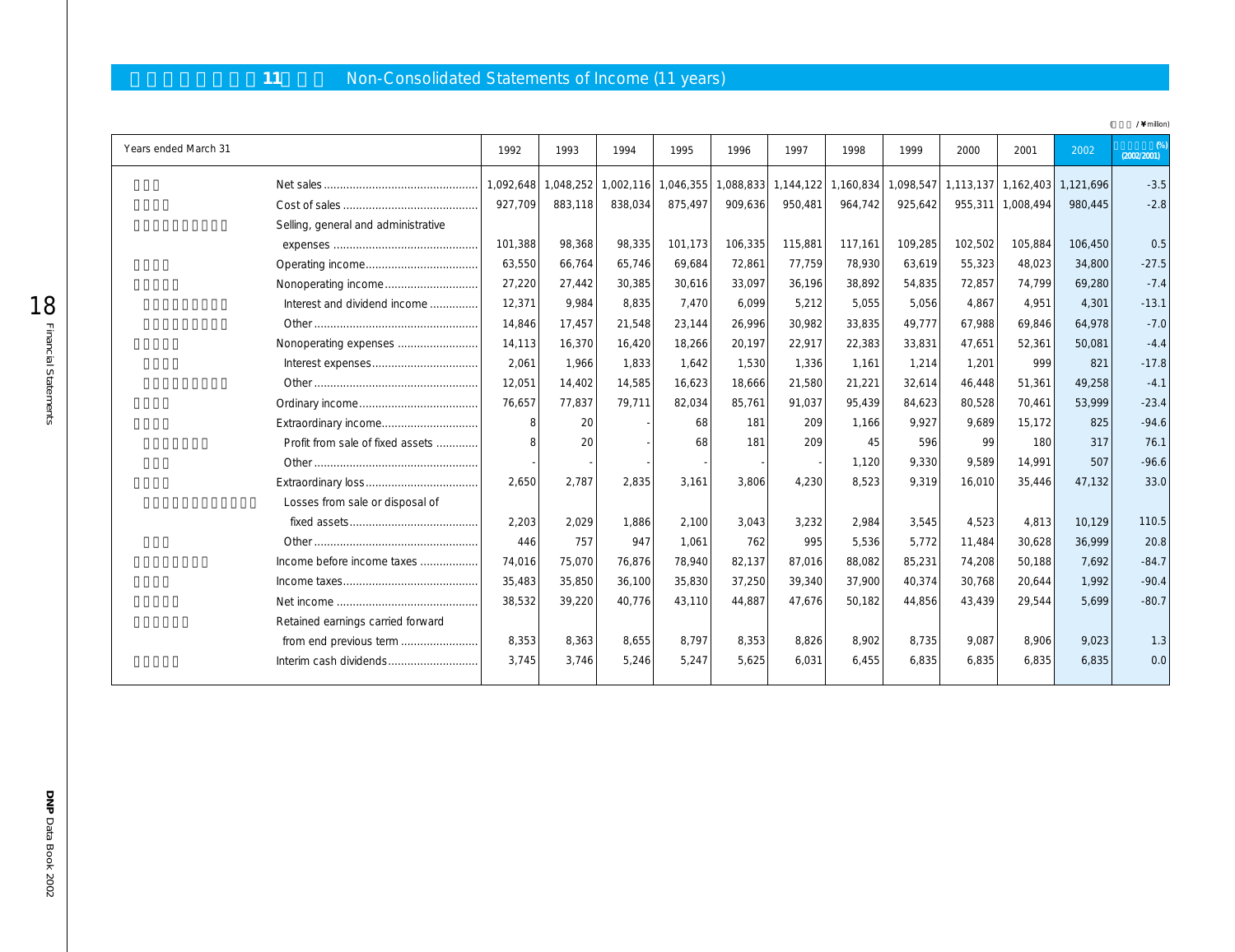## Non-Consolidated Statements of Income (11 years)

(¥ million)

| Years ended March 31 | 1992 | 1993 | 1994 | 1995 | 1996 | 1997 | 1998 | 1999 | 2000 | 2001 | 2002 | (%) (2002/2001) |
|---|---|---|---|---|---|---|---|---|---|---|---|---|
| Net sales | 1,092,648 | 1,048,252 | 1,002,116 | 1,046,355 | 1,088,833 | 1,144,122 | 1,160,834 | 1,098,547 | 1,113,137 | 1,162,403 | 1,121,696 | -3.5 |
| Cost of sales | 927,709 | 883,118 | 838,034 | 875,497 | 909,636 | 950,481 | 964,742 | 925,642 | 955,311 | 1,008,494 | 980,445 | -2.8 |
| Selling, general and administrative expenses | 101,388 | 98,368 | 98,335 | 101,173 | 106,335 | 115,881 | 117,161 | 109,285 | 102,502 | 105,884 | 106,450 | 0.5 |
| Operating income | 63,550 | 66,764 | 65,746 | 69,684 | 72,861 | 77,759 | 78,930 | 63,619 | 55,323 | 48,023 | 34,800 | -27.5 |
| Nonoperating income | 27,220 | 27,442 | 30,385 | 30,616 | 33,097 | 36,196 | 38,892 | 54,835 | 72,857 | 74,799 | 69,280 | -7.4 |
| Interest and dividend income | 12,371 | 9,984 | 8,835 | 7,470 | 6,099 | 5,212 | 5,055 | 5,056 | 4,867 | 4,951 | 4,301 | -13.1 |
| Other | 14,846 | 17,457 | 21,548 | 23,144 | 26,996 | 30,982 | 33,835 | 49,777 | 67,988 | 69,846 | 64,978 | -7.0 |
| Nonoperating expenses | 14,113 | 16,370 | 16,420 | 18,266 | 20,197 | 22,917 | 22,383 | 33,831 | 47,651 | 52,361 | 50,081 | -4.4 |
| Interest expenses | 2,061 | 1,966 | 1,833 | 1,642 | 1,530 | 1,336 | 1,161 | 1,214 | 1,201 | 999 | 821 | -17.8 |
| Other | 12,051 | 14,402 | 14,585 | 16,623 | 18,666 | 21,580 | 21,221 | 32,614 | 46,448 | 51,361 | 49,258 | -4.1 |
| Ordinary income | 76,657 | 77,837 | 79,711 | 82,034 | 85,761 | 91,037 | 95,439 | 84,623 | 80,528 | 70,461 | 53,999 | -23.4 |
| Extraordinary income | 8 | 20 | - | 68 | 181 | 209 | 1,166 | 9,927 | 9,689 | 15,172 | 825 | -94.6 |
| Profit from sale of fixed assets | 8 | 20 | - | 68 | 181 | 209 | 45 | 596 | 99 | 180 | 317 | 76.1 |
| Other | - | - | - | - | - | - | 1,120 | 9,330 | 9,589 | 14,991 | 507 | -96.6 |
| Extraordinary loss | 2,650 | 2,787 | 2,835 | 3,161 | 3,806 | 4,230 | 8,523 | 9,319 | 16,010 | 35,446 | 47,132 | 33.0 |
| Losses from sale or disposal of fixed assets | 2,203 | 2,029 | 1,886 | 2,100 | 3,043 | 3,232 | 2,984 | 3,545 | 4,523 | 4,813 | 10,129 | 110.5 |
| Other | 446 | 757 | 947 | 1,061 | 762 | 995 | 5,536 | 5,772 | 11,484 | 30,628 | 36,999 | 20.8 |
| Income before income taxes | 74,016 | 75,070 | 76,876 | 78,940 | 82,137 | 87,016 | 88,082 | 85,231 | 74,208 | 50,188 | 7,692 | -84.7 |
| Income taxes | 35,483 | 35,850 | 36,100 | 35,830 | 37,250 | 39,340 | 37,900 | 40,374 | 30,768 | 20,644 | 1,992 | -90.4 |
| Net income | 38,532 | 39,220 | 40,776 | 43,110 | 44,887 | 47,676 | 50,182 | 44,856 | 43,439 | 29,544 | 5,699 | -80.7 |
| Retained earnings carried forward from end previous term | 8,353 | 8,363 | 8,655 | 8,797 | 8,353 | 8,826 | 8,902 | 8,735 | 9,087 | 8,906 | 9,023 | 1.3 |
| Interim cash dividends | 3,745 | 3,746 | 5,246 | 5,247 | 5,625 | 6,031 | 6,455 | 6,835 | 6,835 | 6,835 | 6,835 | 0.0 |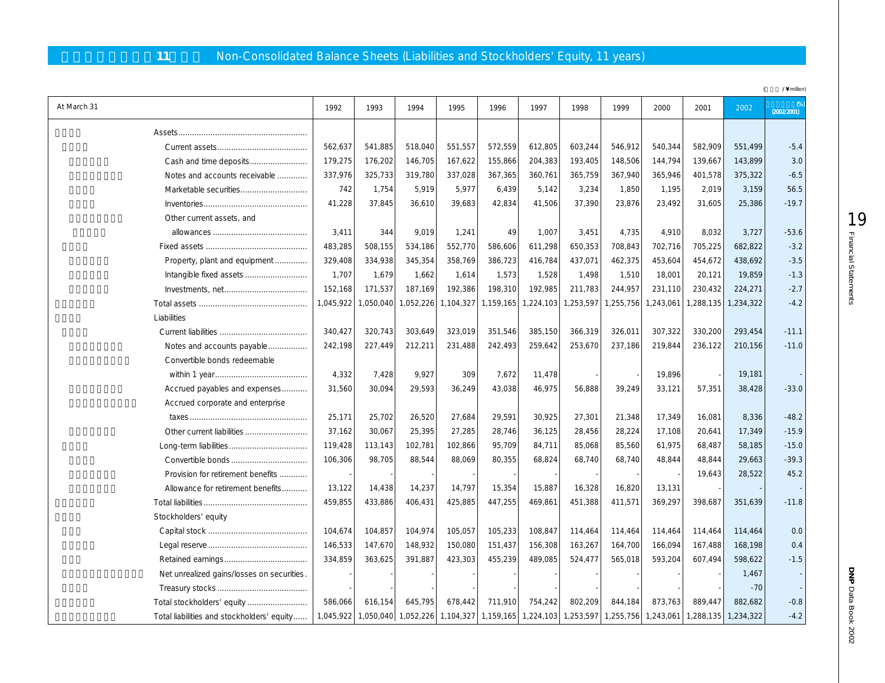## 11 Non-Consolidated Balance Sheets (Liabilities and Stockholders' Equity, 11 years)

(¥million)

| At March 31 | 1992 | 1993 | 1994 | 1995 | 1996 | 1997 | 1998 | 1999 | 2000 | 2001 | 2002 | (%) (2002/2001) |
|---|---|---|---|---|---|---|---|---|---|---|---|---|
| Assets | | | | | | | | | | | | |
| Current assets | 562,637 | 541,885 | 518,040 | 551,557 | 572,559 | 612,805 | 603,244 | 546,912 | 540,344 | 582,909 | 551,499 | -5.4 |
| Cash and time deposits | 179,275 | 176,202 | 146,705 | 167,622 | 155,866 | 204,383 | 193,405 | 148,506 | 144,794 | 139,667 | 143,899 | 3.0 |
| Notes and accounts receivable | 337,976 | 325,733 | 319,780 | 337,028 | 367,365 | 360,761 | 365,759 | 367,940 | 365,946 | 401,578 | 375,322 | -6.5 |
| Marketable securities | 742 | 1,754 | 5,919 | 5,977 | 6,439 | 5,142 | 3,234 | 1,850 | 1,195 | 2,019 | 3,159 | 56.5 |
| Inventories | 41,228 | 37,845 | 36,610 | 39,683 | 42,834 | 41,506 | 37,390 | 23,876 | 23,492 | 31,605 | 25,386 | -19.7 |
| Other current assets, and allowances | 3,411 | 344 | 9,019 | 1,241 | 49 | 1,007 | 3,451 | 4,735 | 4,910 | 8,032 | 3,727 | -53.6 |
| Fixed assets | 483,285 | 508,155 | 534,186 | 552,770 | 586,606 | 611,298 | 650,353 | 708,843 | 702,716 | 705,225 | 682,822 | -3.2 |
| Property, plant and equipment | 329,408 | 334,938 | 345,354 | 358,769 | 386,723 | 416,784 | 437,071 | 462,375 | 453,604 | 454,672 | 438,692 | -3.5 |
| Intangible fixed assets | 1,707 | 1,679 | 1,662 | 1,614 | 1,573 | 1,528 | 1,498 | 1,510 | 18,001 | 20,121 | 19,859 | -1.3 |
| Investments, net | 152,168 | 171,537 | 187,169 | 192,386 | 198,310 | 192,985 | 211,783 | 244,957 | 231,110 | 230,432 | 224,271 | -2.7 |
| Total assets | 1,045,922 | 1,050,040 | 1,052,226 | 1,104,327 | 1,159,165 | 1,224,103 | 1,253,597 | 1,255,756 | 1,243,061 | 1,288,135 | 1,234,322 | -4.2 |
| Liabilities | | | | | | | | | | | | |
| Current liabilities | 340,427 | 320,743 | 303,649 | 323,019 | 351,546 | 385,150 | 366,319 | 326,011 | 307,322 | 330,200 | 293,454 | -11.1 |
| Notes and accounts payable | 242,198 | 227,449 | 212,211 | 231,488 | 242,493 | 259,642 | 253,670 | 237,186 | 219,844 | 236,122 | 210,156 | -11.0 |
| Convertible bonds redeemable within 1 year | 4,332 | 7,428 | 9,927 | 309 | 7,672 | 11,478 | - | - | 19,896 | - | 19,181 | - |
| Accrued payables and expenses | 31,560 | 30,094 | 29,593 | 36,249 | 43,038 | 46,975 | 56,888 | 39,249 | 33,121 | 57,351 | 38,428 | -33.0 |
| Accrued corporate and enterprise taxes | 25,171 | 25,702 | 26,520 | 27,684 | 29,591 | 30,925 | 27,301 | 21,348 | 17,349 | 16,081 | 8,336 | -48.2 |
| Other current liabilities | 37,162 | 30,067 | 25,395 | 27,285 | 28,746 | 36,125 | 28,456 | 28,224 | 17,108 | 20,641 | 17,349 | -15.9 |
| Long-term liabilities | 119,428 | 113,143 | 102,781 | 102,866 | 95,709 | 84,711 | 85,068 | 85,560 | 61,975 | 68,487 | 58,185 | -15.0 |
| Convertible bonds | 106,306 | 98,705 | 88,544 | 88,069 | 80,355 | 68,824 | 68,740 | 68,740 | 48,844 | 48,844 | 29,663 | -39.3 |
| Provision for retirement benefits | - | - | - | - | - | - | - | - | - | 19,643 | 28,522 | 45.2 |
| Allowance for retirement benefits | 13,122 | 14,438 | 14,237 | 14,797 | 15,354 | 15,887 | 16,328 | 16,820 | 13,131 | - | - | - |
| Total liabilities | 459,855 | 433,886 | 406,431 | 425,885 | 447,255 | 469,861 | 451,388 | 411,571 | 369,297 | 398,687 | 351,639 | -11.8 |
| Stockholders' equity | | | | | | | | | | | | |
| Capital stock | 104,674 | 104,857 | 104,974 | 105,057 | 105,233 | 108,847 | 114,464 | 114,464 | 114,464 | 114,464 | 114,464 | 0.0 |
| Legal reserve | 146,533 | 147,670 | 148,932 | 150,080 | 151,437 | 156,308 | 163,267 | 164,700 | 166,094 | 167,488 | 168,198 | 0.4 |
| Retained earnings | 334,859 | 363,625 | 391,887 | 423,303 | 455,239 | 489,085 | 524,477 | 565,018 | 593,204 | 607,494 | 598,622 | -1.5 |
| Net unrealized gains/losses on securities | - | - | - | - | - | - | - | - | - | - | 1,467 | - |
| Treasury stocks | - | - | - | - | - | - | - | - | - | - | -70 | - |
| Total stockholders' equity | 586,066 | 616,154 | 645,795 | 678,442 | 711,910 | 754,242 | 802,209 | 844,184 | 873,763 | 889,447 | 882,682 | -0.8 |
| Total liabilities and stockholders' equity | 1,045,922 | 1,050,040 | 1,052,226 | 1,104,327 | 1,159,165 | 1,224,103 | 1,253,597 | 1,255,756 | 1,243,061 | 1,288,135 | 1,234,322 | -4.2 |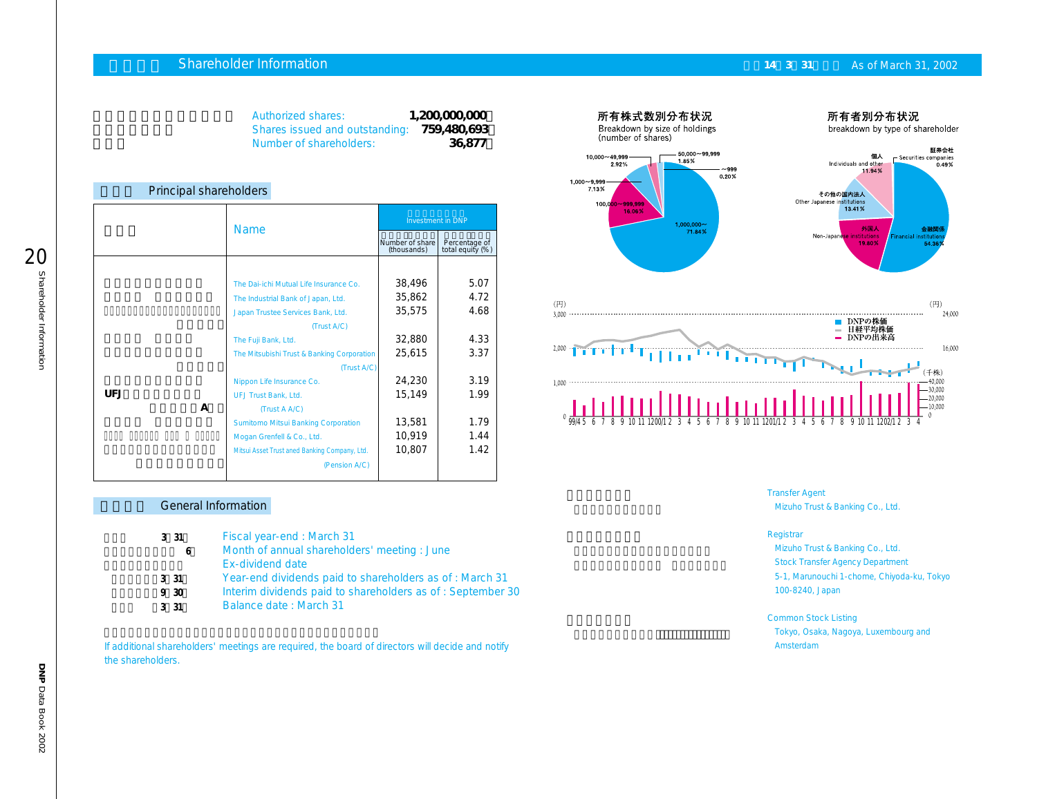## Shareholder Information

As of March 31, 2002

| | |
|---|---|
| Authorized shares: | 1,200,000,000 |
| Shares issued and outstanding: | 759,480,693 |
| Number of shareholders: | 36,877 |

### Principal shareholders

| Name | Investment in DNP: Number of share (thousands) | Investment in DNP: Percentage of total equity (%) |
|---|---|---|
| The Dai-ichi Mutual Life Insurance Co. | 38,496 | 5.07 |
| The Industrial Bank of Japan, Ltd. | 35,862 | 4.72 |
| Japan Trustee Services Bank, Ltd. (Trust A/C) | 35,575 | 4.68 |
| The Fuji Bank, Ltd. | 32,880 | 4.33 |
| The Mitsubishi Trust & Banking Corporation (Trust A/C) | 25,615 | 3.37 |
| Nippon Life Insurance Co. | 24,230 | 3.19 |
| UFJ Trust Bank, Ltd. (Trust A A/C) | 15,149 | 1.99 |
| Sumitomo Mitsui Banking Corporation | 13,581 | 1.79 |
| Mogan Grenfell & Co., Ltd. | 10,919 | 1.44 |
| Mitsui Asset Trust aned Banking Company, Ltd. (Pension A/C) | 10,807 | 1.42 |

### 所有株式数別分布状況
Breakdown by size of holdings (number of shares)

- 1,000,000〜: 71.64%
- 100,000〜999,999: 16.06%
- 10,000〜49,999: 2.92%
- 50,000〜99,999: 1.85%
- 1,000〜9,999: 7.13%
- 〜999: 0.20%

### 所有者別分布状況
breakdown by type of shareholder

- 金融機関 Financial institutions: 54.36%
- 外国人 Non-Japanese institutions: 19.80%
- その他の国内法人 Other Japanese institutions: 13.41%
- 個人 Individuals and other: 11.94%
- 証券会社 Securities companies: 0.49%

DNPの株価 / 日経平均株価 / DNPの出来高

### General Information

Fiscal year-end : March 31

Month of annual shareholders' meeting : June

Ex-dividend date

Year-end dividends paid to shareholders as of : March 31

Interim dividends paid to shareholders as of : September 30

Balance date : March 31

If additional shareholders' meetings are required, the board of directors will decide and notify the shareholders.

**Transfer Agent**
Mizuho Trust & Banking Co., Ltd.

**Registrar**
Mizuho Trust & Banking Co., Ltd.
Stock Transfer Agency Department
5-1, Marunouchi 1-chome, Chiyoda-ku, Tokyo
100-8240, Japan

**Common Stock Listing**
Tokyo, Osaka, Nagoya, Luxembourg and Amsterdam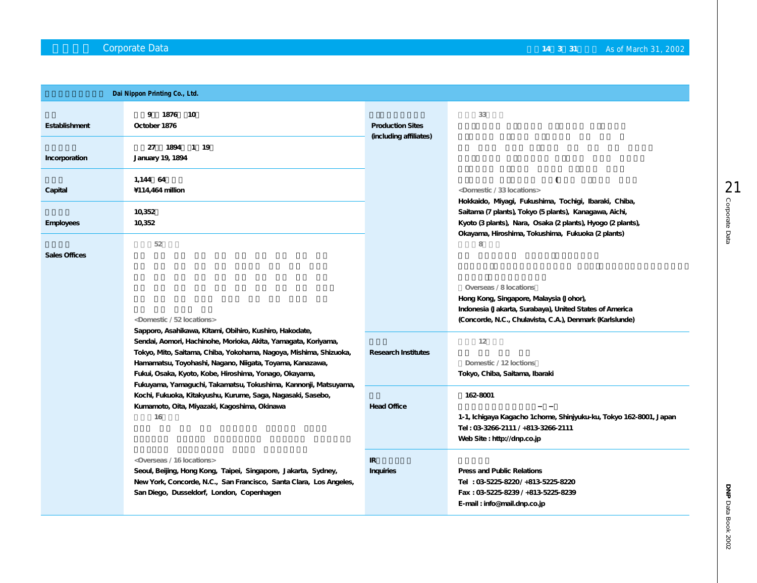## Corporate Data

As of March 31, 2002

### Dai Nippon Printing Co., Ltd.

| | |
|---|---|
| **Establishment** | October 1876 |
| **Incorporation** | January 19, 1894 |
| **Capital** | ¥114,464 million |
| **Employees** | 10,352 |
| **Sales Offices** | <Domestic / 52 locations><br>Sapporo, Asahikawa, Kitami, Obihiro, Kushiro, Hakodate, Sendai, Aomori, Hachinohe, Morioka, Akita, Yamagata, Koriyama, Tokyo, Mito, Saitama, Chiba, Yokohama, Nagoya, Mishima, Shizuoka, Hamamatsu, Toyohashi, Nagano, Niigata, Toyama, Kanazawa, Fukui, Osaka, Kyoto, Kobe, Hiroshima, Yonago, Okayama, Fukuyama, Yamaguchi, Takamatsu, Tokushima, Kannonji, Matsuyama, Kochi, Fukuoka, Kitakyushu, Kurume, Saga, Nagasaki, Sasebo, Kumamoto, Oita, Miyazaki, Kagoshima, Okinawa<br><Overseas / 16 locations><br>Seoul, Beijing, Hong Kong, Taipei, Singapore, Jakarta, Sydney, New York, Concorde, N.C., San Francisco, Santa Clara, Los Angeles, San Diego, Dusseldorf, London, Copenhagen |
| **Production Sites (including affiliates)** | <Domestic / 33 locations><br>Hokkaido, Miyagi, Fukushima, Tochigi, Ibaraki, Chiba, Saitama (7 plants), Tokyo (5 plants), Kanagawa, Aichi, Kyoto (3 plants), Nara, Osaka (2 plants), Hyogo (2 plants), Okayama, Hiroshima, Tokushima, Fukuoka (2 plants)<br><Overseas / 8 locations><br>Hong Kong, Singapore, Malaysia (Johor), Indonesia (Jakarta, Surabaya), United States of America (Concorde, N.C., Chulavista, C.A.), Denmark (Karlslunde) |
| **Research Institutes** | <Domestic / 12 loctions><br>Tokyo, Chiba, Saitama, Ibaraki |
| **Head Office** | 162-8001<br>1-1, Ichigaya Kagacho 1chome, Shinjyuku-ku, Tokyo 162-8001, Japan<br>Tel : 03-3266-2111 / +813-3266-2111<br>Web Site : http://dnp.co.jp |
| **IR Inquiries** | Press and Public Relations<br>Tel : 03-5225-8220 / +813-5225-8220<br>Fax : 03-5225-8239 / +813-5225-8239<br>E-mail : info@mail.dnp.co.jp |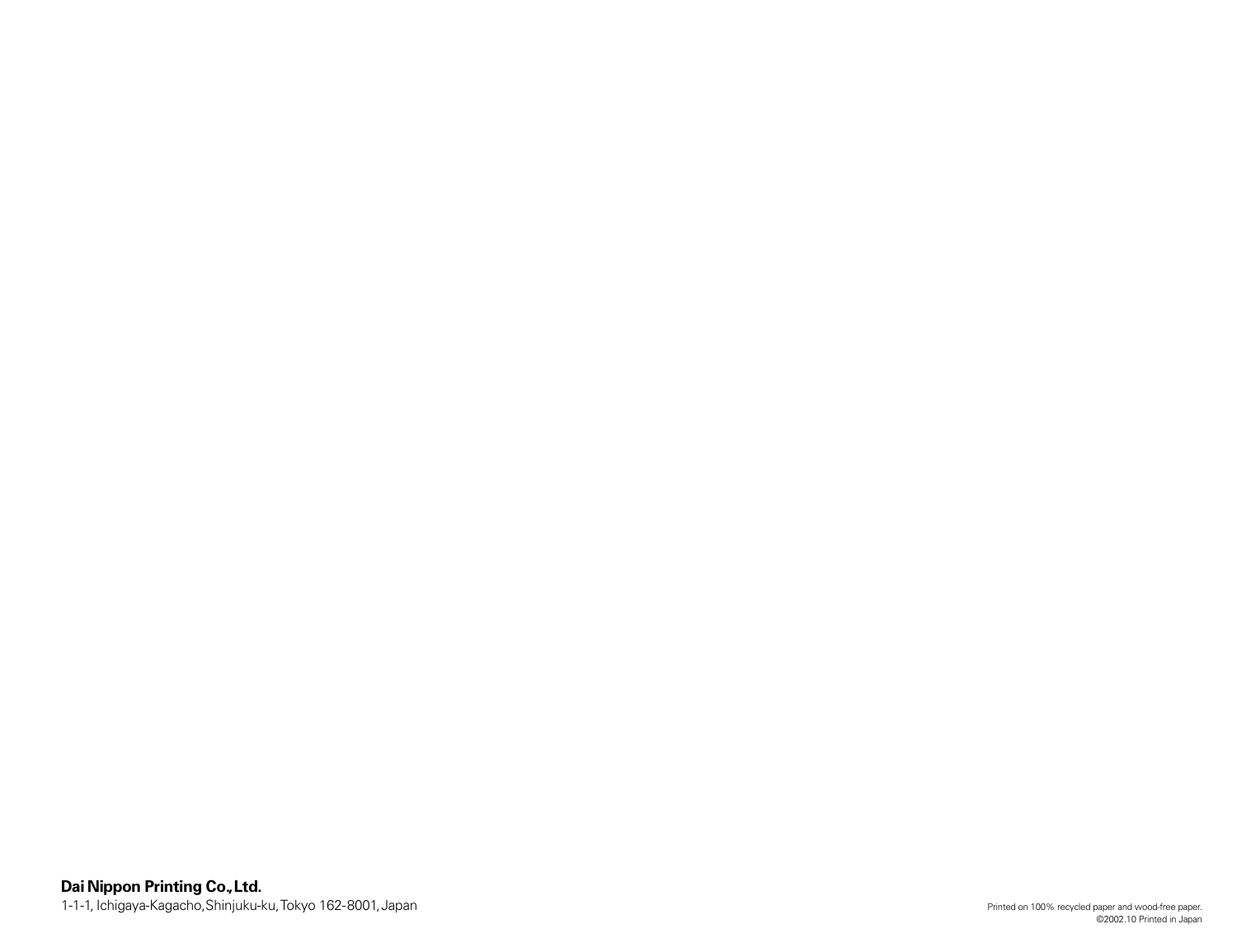**Dai Nippon Printing Co., Ltd.**
1-1-1, Ichigaya-Kagacho, Shinjuku-ku, Tokyo 162-8001, Japan

Printed on 100% recycled paper and wood-free paper.
©2002.10 Printed in Japan